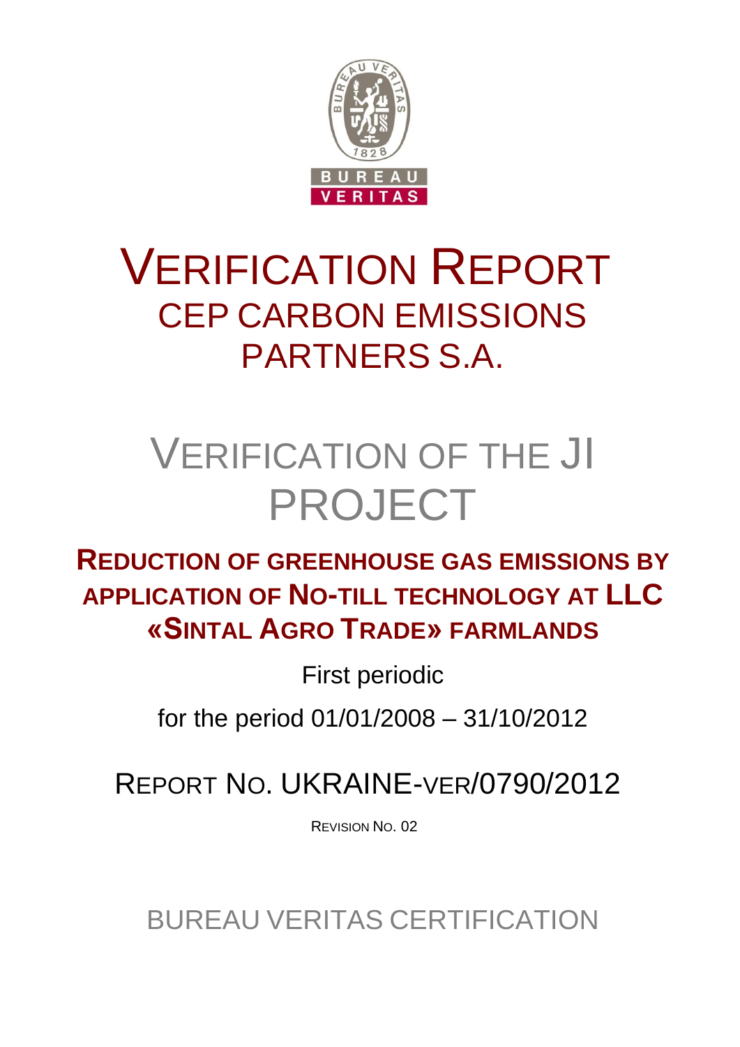# VERIFICATION REPORT

## CEP CARBON EMISSIONS PARTNERS S.A.

# VERIFICATION OF THE JI PROJECT

## REDUCTION OF GREENHOUSE GAS EMISSIONS BY APPLICATION OF NO-TILL TECHNOLOGY AT LLC «SINTAL AGRO TRADE» FARMLANDS

First periodic

for the period 01/01/2008 – 31/10/2012

## REPORT NO. UKRAINE-VER/0790/2012

REVISION NO. 02

BUREAU VERITAS CERTIFICATION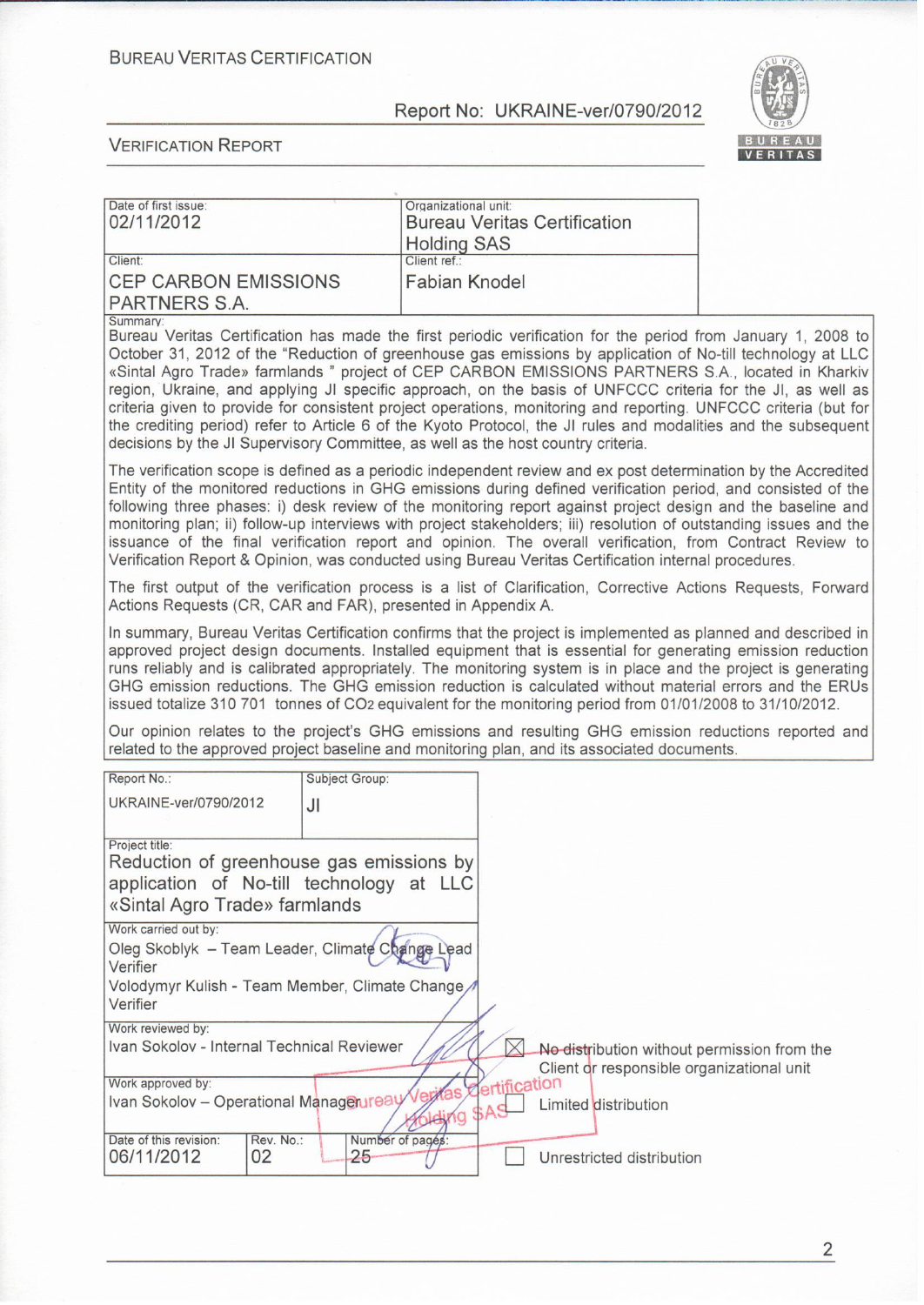BUREAU VERITAS CERTIFICATION

Report No: UKRAINE-ver/0790/2012

VERIFICATION REPORT

| Date of first issue: 02/11/2012 | Organizational unit: Bureau Veritas Certification Holding SAS |
|---|---|
| Client: CEP CARBON EMISSIONS PARTNERS S.A. | Client ref.: Fabian Knodel |

Summary:

Bureau Veritas Certification has made the first periodic verification for the period from January 1, 2008 to October 31, 2012 of the "Reduction of greenhouse gas emissions by application of No-till technology at LLC «Sintal Agro Trade» farmlands " project of CEP CARBON EMISSIONS PARTNERS S.A., located in Kharkiv region, Ukraine, and applying JI specific approach, on the basis of UNFCCC criteria for the JI, as well as criteria given to provide for consistent project operations, monitoring and reporting. UNFCCC criteria (but for the crediting period) refer to Article 6 of the Kyoto Protocol, the JI rules and modalities and the subsequent decisions by the JI Supervisory Committee, as well as the host country criteria.

The verification scope is defined as a periodic independent review and ex post determination by the Accredited Entity of the monitored reductions in GHG emissions during defined verification period, and consisted of the following three phases: i) desk review of the monitoring report against project design and the baseline and monitoring plan; ii) follow-up interviews with project stakeholders; iii) resolution of outstanding issues and the issuance of the final verification report and opinion. The overall verification, from Contract Review to Verification Report & Opinion, was conducted using Bureau Veritas Certification internal procedures.

The first output of the verification process is a list of Clarification, Corrective Actions Requests, Forward Actions Requests (CR, CAR and FAR), presented in Appendix A.

In summary, Bureau Veritas Certification confirms that the project is implemented as planned and described in approved project design documents. Installed equipment that is essential for generating emission reduction runs reliably and is calibrated appropriately. The monitoring system is in place and the project is generating GHG emission reductions. The GHG emission reduction is calculated without material errors and the ERUs issued totalize 310 701 tonnes of $CO_2$ equivalent for the monitoring period from 01/01/2008 to 31/10/2012.

Our opinion relates to the project's GHG emissions and resulting GHG emission reductions reported and related to the approved project baseline and monitoring plan, and its associated documents.

| Report No.: UKRAINE-ver/0790/2012 | Subject Group: JI | |
|---|---|---|
| Project title: Reduction of greenhouse gas emissions by application of No-till technology at LLC «Sintal Agro Trade» farmlands | | |
| Work carried out by: Oleg Skoblyk – Team Leader, Climate Change Lead Verifier; Volodymyr Kulish - Team Member, Climate Change Verifier | | |
| Work reviewed by: Ivan Sokolov - Internal Technical Reviewer | | |
| Work approved by: Ivan Sokolov – Operational Manager | | |
| Date of this revision: 06/11/2012 | Rev. No.: 02 | Number of pages: 25 |

- [x] No distribution without permission from the Client or responsible organizational unit
- [ ] Limited distribution
- [ ] Unrestricted distribution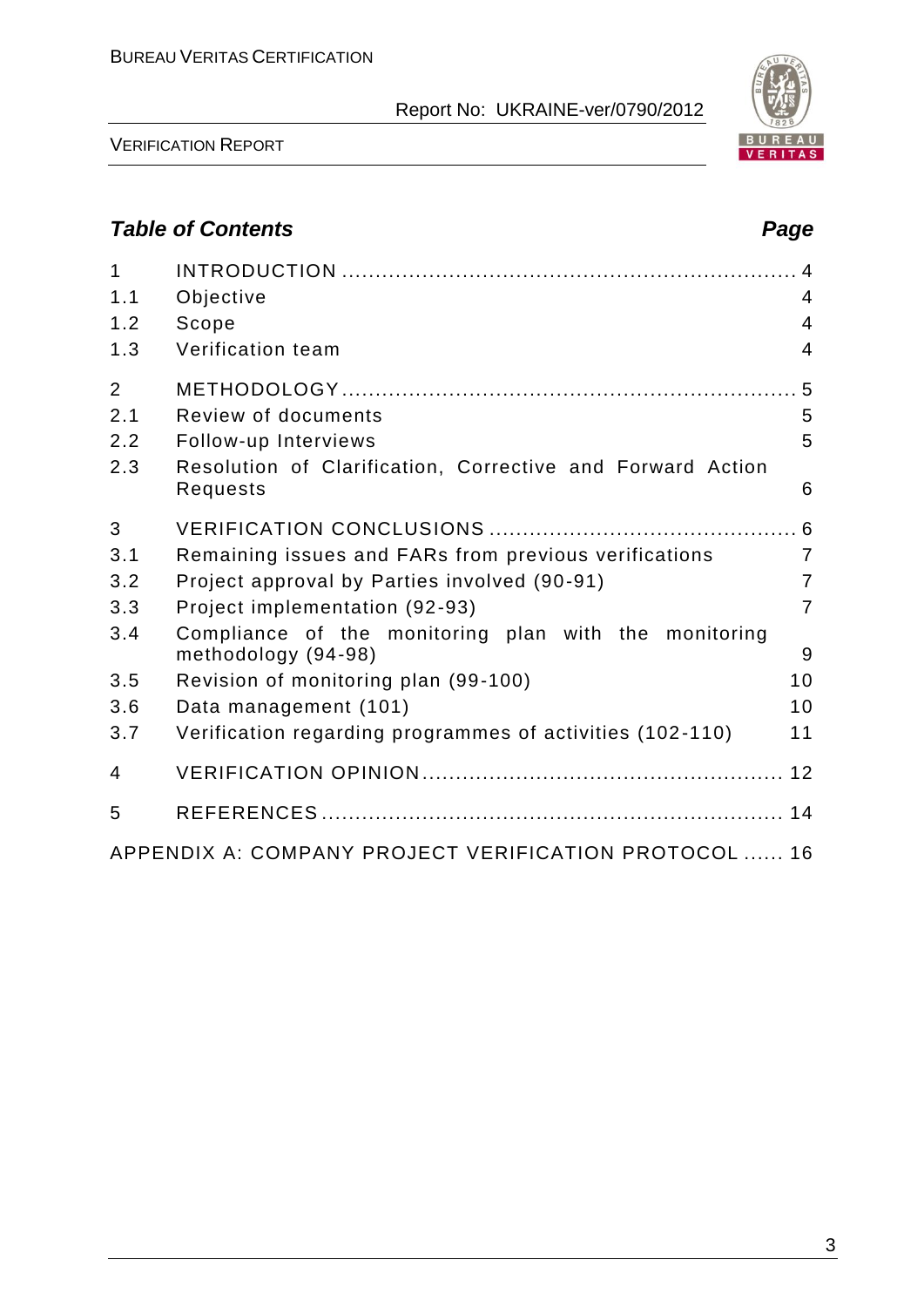## *Table of Contents* *Page*

| | | |
|---|---|---|
| 1 | INTRODUCTION | 4 |
| 1.1 | Objective | 4 |
| 1.2 | Scope | 4 |
| 1.3 | Verification team | 4 |
| 2 | METHODOLOGY | 5 |
| 2.1 | Review of documents | 5 |
| 2.2 | Follow-up Interviews | 5 |
| 2.3 | Resolution of Clarification, Corrective and Forward Action Requests | 6 |
| 3 | VERIFICATION CONCLUSIONS | 6 |
| 3.1 | Remaining issues and FARs from previous verifications | 7 |
| 3.2 | Project approval by Parties involved (90-91) | 7 |
| 3.3 | Project implementation (92-93) | 7 |
| 3.4 | Compliance of the monitoring plan with the monitoring methodology (94-98) | 9 |
| 3.5 | Revision of monitoring plan (99-100) | 10 |
| 3.6 | Data management (101) | 10 |
| 3.7 | Verification regarding programmes of activities (102-110) | 11 |
| 4 | VERIFICATION OPINION | 12 |
| 5 | REFERENCES | 14 |
| | APPENDIX A: COMPANY PROJECT VERIFICATION PROTOCOL | 16 |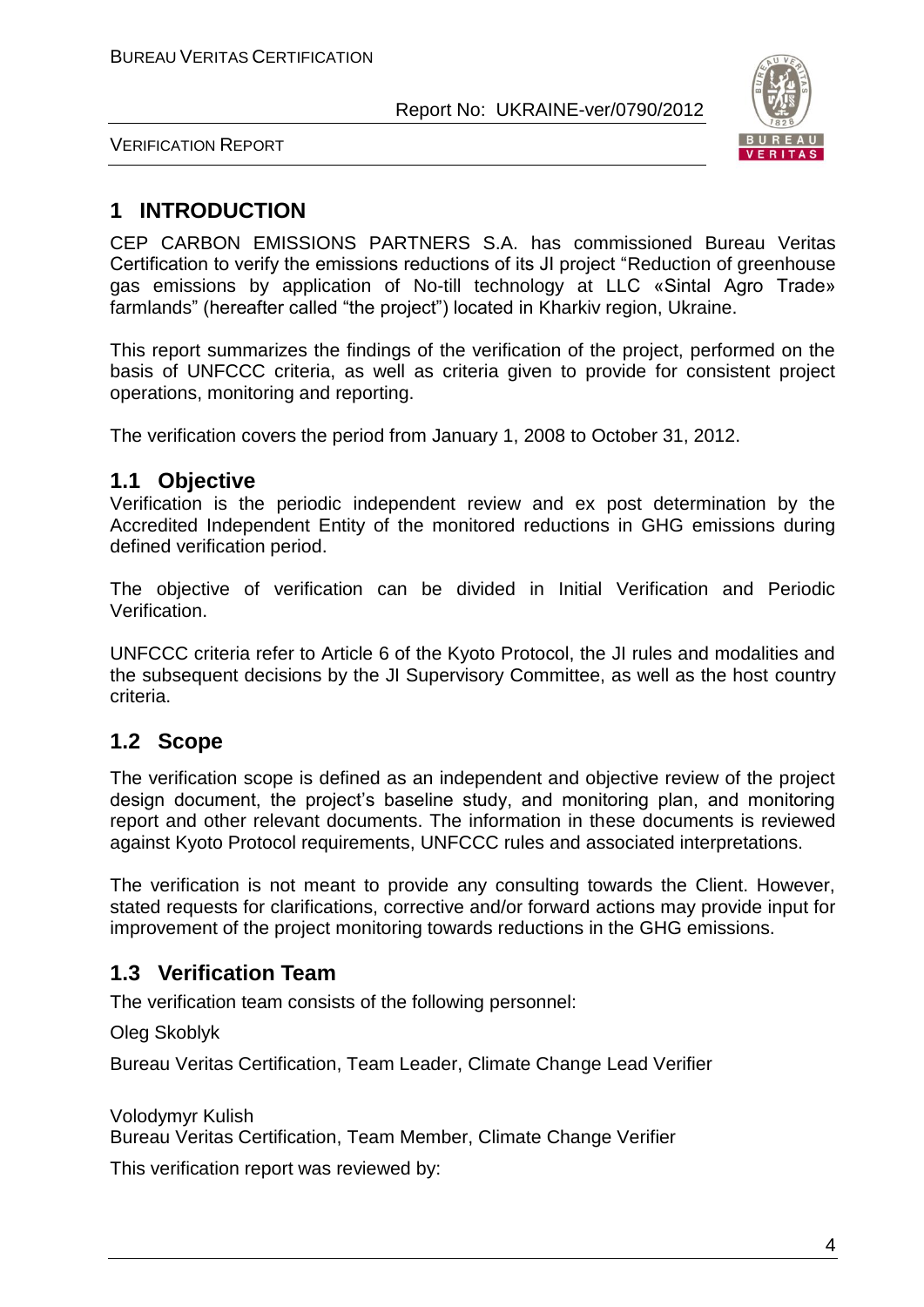# 1 INTRODUCTION

CEP CARBON EMISSIONS PARTNERS S.A. has commissioned Bureau Veritas Certification to verify the emissions reductions of its JI project "Reduction of greenhouse gas emissions by application of No-till technology at LLC «Sintal Agro Trade» farmlands" (hereafter called "the project") located in Kharkiv region, Ukraine.

This report summarizes the findings of the verification of the project, performed on the basis of UNFCCC criteria, as well as criteria given to provide for consistent project operations, monitoring and reporting.

The verification covers the period from January 1, 2008 to October 31, 2012.

## 1.1 Objective

Verification is the periodic independent review and ex post determination by the Accredited Independent Entity of the monitored reductions in GHG emissions during defined verification period.

The objective of verification can be divided in Initial Verification and Periodic Verification.

UNFCCC criteria refer to Article 6 of the Kyoto Protocol, the JI rules and modalities and the subsequent decisions by the JI Supervisory Committee, as well as the host country criteria.

## 1.2 Scope

The verification scope is defined as an independent and objective review of the project design document, the project's baseline study, and monitoring plan, and monitoring report and other relevant documents. The information in these documents is reviewed against Kyoto Protocol requirements, UNFCCC rules and associated interpretations.

The verification is not meant to provide any consulting towards the Client. However, stated requests for clarifications, corrective and/or forward actions may provide input for improvement of the project monitoring towards reductions in the GHG emissions.

## 1.3 Verification Team

The verification team consists of the following personnel:

Oleg Skoblyk

Bureau Veritas Certification, Team Leader, Climate Change Lead Verifier

Volodymyr Kulish
Bureau Veritas Certification, Team Member, Climate Change Verifier

This verification report was reviewed by: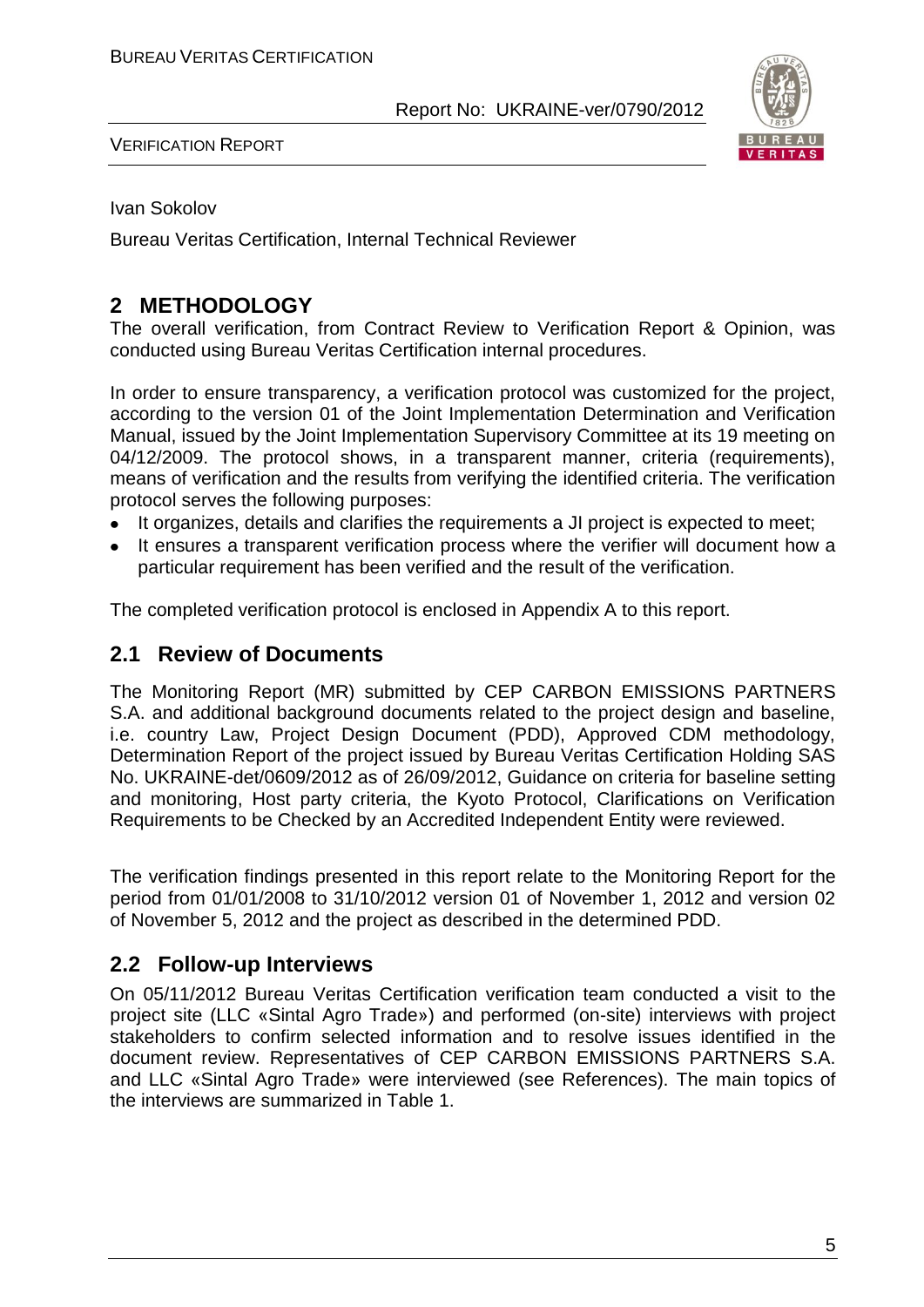Ivan Sokolov

Bureau Veritas Certification, Internal Technical Reviewer

## 2 METHODOLOGY

The overall verification, from Contract Review to Verification Report & Opinion, was conducted using Bureau Veritas Certification internal procedures.

In order to ensure transparency, a verification protocol was customized for the project, according to the version 01 of the Joint Implementation Determination and Verification Manual, issued by the Joint Implementation Supervisory Committee at its 19 meeting on 04/12/2009. The protocol shows, in a transparent manner, criteria (requirements), means of verification and the results from verifying the identified criteria. The verification protocol serves the following purposes:

- It organizes, details and clarifies the requirements a JI project is expected to meet;
- It ensures a transparent verification process where the verifier will document how a particular requirement has been verified and the result of the verification.

The completed verification protocol is enclosed in Appendix A to this report.

### 2.1 Review of Documents

The Monitoring Report (MR) submitted by CEP CARBON EMISSIONS PARTNERS S.A. and additional background documents related to the project design and baseline, i.e. country Law, Project Design Document (PDD), Approved CDM methodology, Determination Report of the project issued by Bureau Veritas Certification Holding SAS No. UKRAINE-det/0609/2012 as of 26/09/2012, Guidance on criteria for baseline setting and monitoring, Host party criteria, the Kyoto Protocol, Clarifications on Verification Requirements to be Checked by an Accredited Independent Entity were reviewed.

The verification findings presented in this report relate to the Monitoring Report for the period from 01/01/2008 to 31/10/2012 version 01 of November 1, 2012 and version 02 of November 5, 2012 and the project as described in the determined PDD.

### 2.2 Follow-up Interviews

On 05/11/2012 Bureau Veritas Certification verification team conducted a visit to the project site (LLC «Sintal Agro Trade») and performed (on-site) interviews with project stakeholders to confirm selected information and to resolve issues identified in the document review. Representatives of CEP CARBON EMISSIONS PARTNERS S.A. and LLC «Sintal Agro Trade» were interviewed (see References). The main topics of the interviews are summarized in Table 1.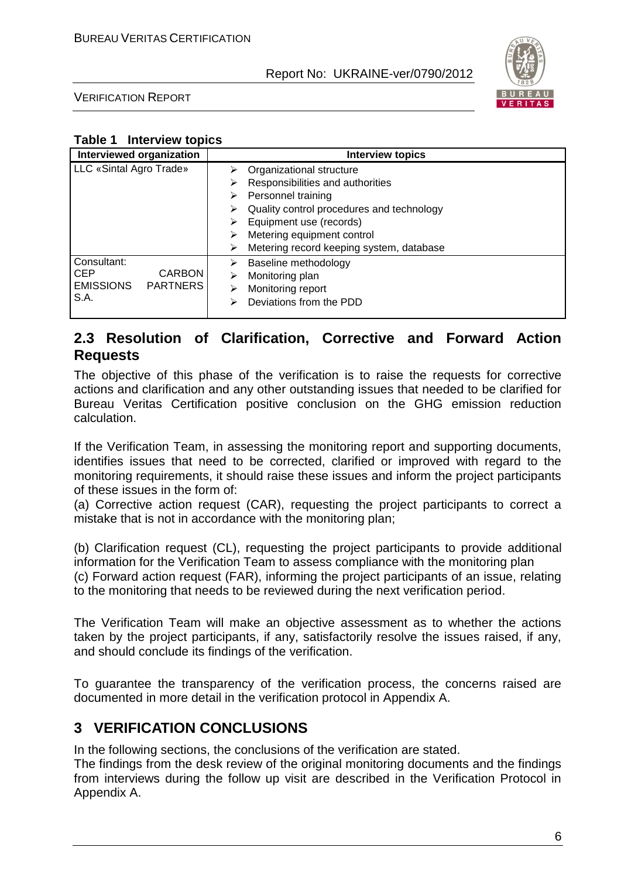**Table 1 Interview topics**

| Interviewed organization | Interview topics |
|---|---|
| LLC «Sintal Agro Trade» | ➢ Organizational structure<br>➢ Responsibilities and authorities<br>➢ Personnel training<br>➢ Quality control procedures and technology<br>➢ Equipment use (records)<br>➢ Metering equipment control<br>➢ Metering record keeping system, database |
| Consultant: CEP CARBON EMISSIONS PARTNERS S.A. | ➢ Baseline methodology<br>➢ Monitoring plan<br>➢ Monitoring report<br>➢ Deviations from the PDD |

## 2.3 Resolution of Clarification, Corrective and Forward Action Requests

The objective of this phase of the verification is to raise the requests for corrective actions and clarification and any other outstanding issues that needed to be clarified for Bureau Veritas Certification positive conclusion on the GHG emission reduction calculation.

If the Verification Team, in assessing the monitoring report and supporting documents, identifies issues that need to be corrected, clarified or improved with regard to the monitoring requirements, it should raise these issues and inform the project participants of these issues in the form of:

(a) Corrective action request (CAR), requesting the project participants to correct a mistake that is not in accordance with the monitoring plan;

(b) Clarification request (CL), requesting the project participants to provide additional information for the Verification Team to assess compliance with the monitoring plan

(c) Forward action request (FAR), informing the project participants of an issue, relating to the monitoring that needs to be reviewed during the next verification period.

The Verification Team will make an objective assessment as to whether the actions taken by the project participants, if any, satisfactorily resolve the issues raised, if any, and should conclude its findings of the verification.

To guarantee the transparency of the verification process, the concerns raised are documented in more detail in the verification protocol in Appendix A.

# 3 VERIFICATION CONCLUSIONS

In the following sections, the conclusions of the verification are stated.

The findings from the desk review of the original monitoring documents and the findings from interviews during the follow up visit are described in the Verification Protocol in Appendix A.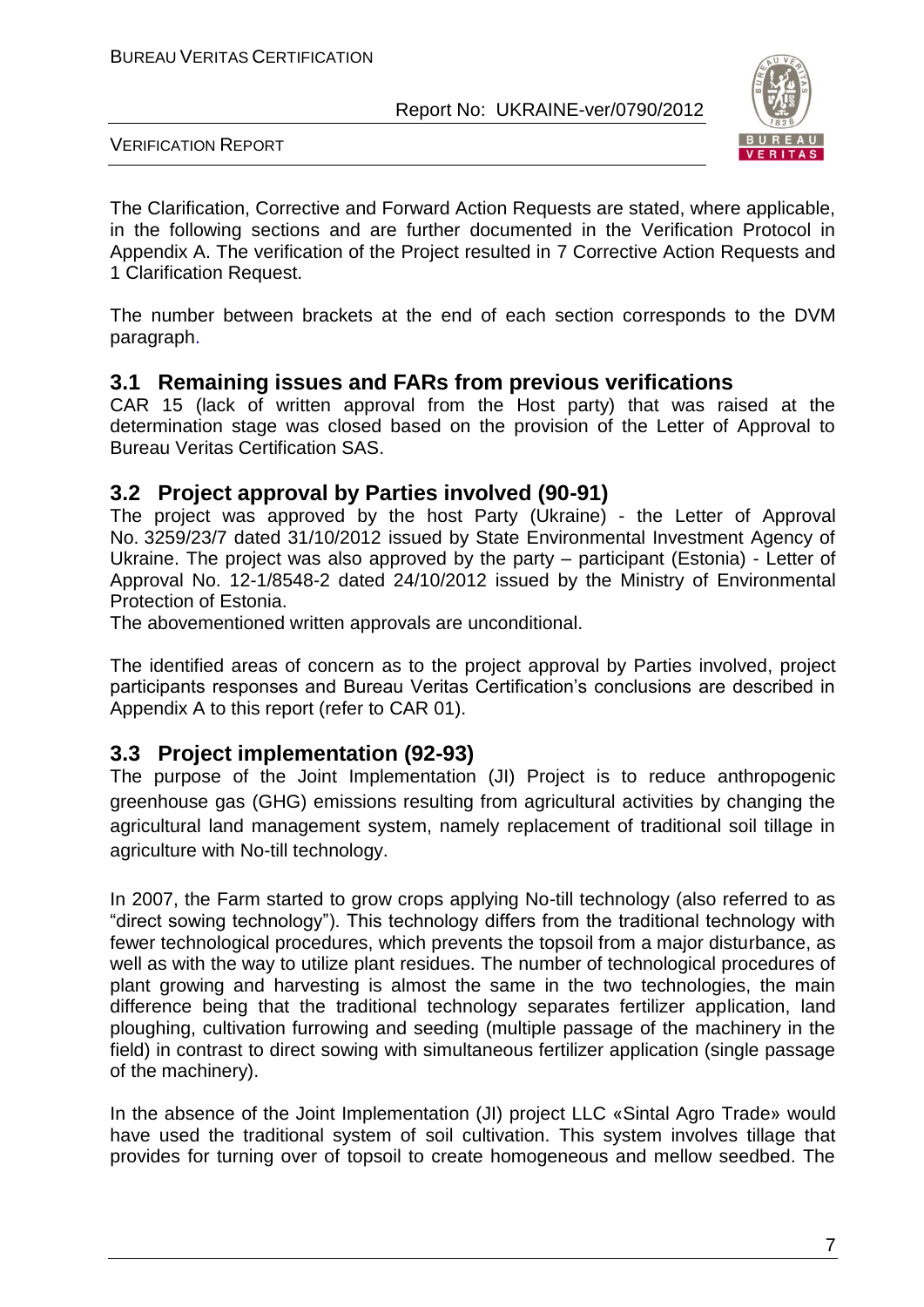The Clarification, Corrective and Forward Action Requests are stated, where applicable, in the following sections and are further documented in the Verification Protocol in Appendix A. The verification of the Project resulted in 7 Corrective Action Requests and 1 Clarification Request.

The number between brackets at the end of each section corresponds to the DVM paragraph.

## 3.1 Remaining issues and FARs from previous verifications

CAR 15 (lack of written approval from the Host party) that was raised at the determination stage was closed based on the provision of the Letter of Approval to Bureau Veritas Certification SAS.

## 3.2 Project approval by Parties involved (90-91)

The project was approved by the host Party (Ukraine) - the Letter of Approval No. 3259/23/7 dated 31/10/2012 issued by State Environmental Investment Agency of Ukraine. The project was also approved by the party – participant (Estonia) - Letter of Approval No. 12-1/8548-2 dated 24/10/2012 issued by the Ministry of Environmental Protection of Estonia.
The abovementioned written approvals are unconditional.

The identified areas of concern as to the project approval by Parties involved, project participants responses and Bureau Veritas Certification's conclusions are described in Appendix A to this report (refer to CAR 01).

## 3.3 Project implementation (92-93)

The purpose of the Joint Implementation (JI) Project is to reduce anthropogenic greenhouse gas (GHG) emissions resulting from agricultural activities by changing the agricultural land management system, namely replacement of traditional soil tillage in agriculture with No-till technology.

In 2007, the Farm started to grow crops applying No-till technology (also referred to as "direct sowing technology"). This technology differs from the traditional technology with fewer technological procedures, which prevents the topsoil from a major disturbance, as well as with the way to utilize plant residues. The number of technological procedures of plant growing and harvesting is almost the same in the two technologies, the main difference being that the traditional technology separates fertilizer application, land ploughing, cultivation furrowing and seeding (multiple passage of the machinery in the field) in contrast to direct sowing with simultaneous fertilizer application (single passage of the machinery).

In the absence of the Joint Implementation (JI) project LLC «Sintal Agro Trade» would have used the traditional system of soil cultivation. This system involves tillage that provides for turning over of topsoil to create homogeneous and mellow seedbed. The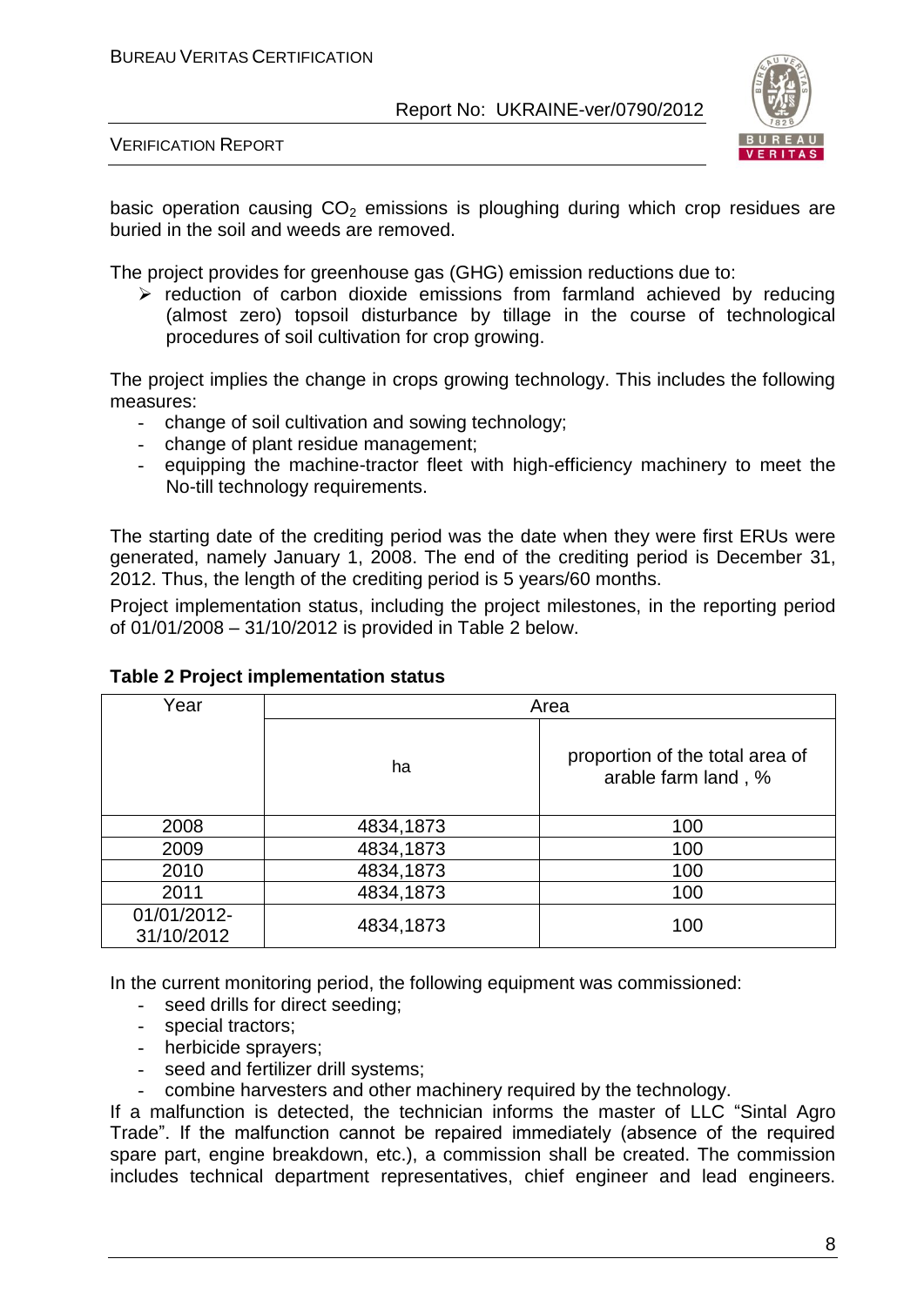basic operation causing $CO_2$ emissions is ploughing during which crop residues are buried in the soil and weeds are removed.

The project provides for greenhouse gas (GHG) emission reductions due to:

- reduction of carbon dioxide emissions from farmland achieved by reducing (almost zero) topsoil disturbance by tillage in the course of technological procedures of soil cultivation for crop growing.

The project implies the change in crops growing technology. This includes the following measures:

- change of soil cultivation and sowing technology;
- change of plant residue management;
- equipping the machine-tractor fleet with high-efficiency machinery to meet the No-till technology requirements.

The starting date of the crediting period was the date when they were first ERUs were generated, namely January 1, 2008. The end of the crediting period is December 31, 2012. Thus, the length of the crediting period is 5 years/60 months.

Project implementation status, including the project milestones, in the reporting period of 01/01/2008 – 31/10/2012 is provided in Table 2 below.

**Table 2 Project implementation status**

| Year | Area | |
|---|---|---|
| | ha | proportion of the total area of arable farm land , % |
| 2008 | 4834,1873 | 100 |
| 2009 | 4834,1873 | 100 |
| 2010 | 4834,1873 | 100 |
| 2011 | 4834,1873 | 100 |
| 01/01/2012-31/10/2012 | 4834,1873 | 100 |

In the current monitoring period, the following equipment was commissioned:

- seed drills for direct seeding;
- special tractors;
- herbicide sprayers;
- seed and fertilizer drill systems;
- combine harvesters and other machinery required by the technology.

If a malfunction is detected, the technician informs the master of LLC "Sintal Agro Trade". If the malfunction cannot be repaired immediately (absence of the required spare part, engine breakdown, etc.), a commission shall be created. The commission includes technical department representatives, chief engineer and lead engineers.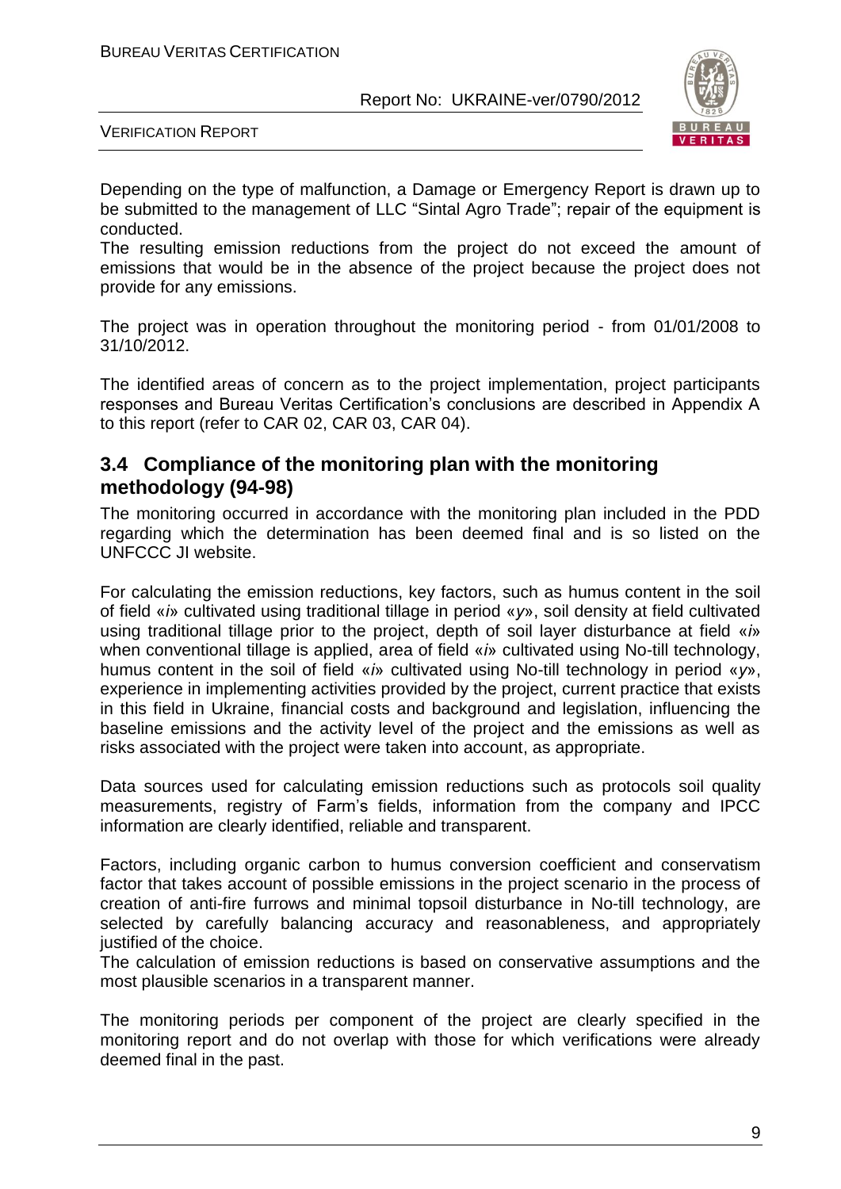Depending on the type of malfunction, a Damage or Emergency Report is drawn up to be submitted to the management of LLC "Sintal Agro Trade"; repair of the equipment is conducted.

The resulting emission reductions from the project do not exceed the amount of emissions that would be in the absence of the project because the project does not provide for any emissions.

The project was in operation throughout the monitoring period - from 01/01/2008 to 31/10/2012.

The identified areas of concern as to the project implementation, project participants responses and Bureau Veritas Certification's conclusions are described in Appendix A to this report (refer to CAR 02, CAR 03, CAR 04).

## 3.4 Compliance of the monitoring plan with the monitoring methodology (94-98)

The monitoring occurred in accordance with the monitoring plan included in the PDD regarding which the determination has been deemed final and is so listed on the UNFCCC JI website.

For calculating the emission reductions, key factors, such as humus content in the soil of field «*i*» cultivated using traditional tillage in period «*y*», soil density at field cultivated using traditional tillage prior to the project, depth of soil layer disturbance at field «*i*» when conventional tillage is applied, area of field «*i*» cultivated using No-till technology, humus content in the soil of field «*i*» cultivated using No-till technology in period «*y*», experience in implementing activities provided by the project, current practice that exists in this field in Ukraine, financial costs and background and legislation, influencing the baseline emissions and the activity level of the project and the emissions as well as risks associated with the project were taken into account, as appropriate.

Data sources used for calculating emission reductions such as protocols soil quality measurements, registry of Farm's fields, information from the company and IPCC information are clearly identified, reliable and transparent.

Factors, including organic carbon to humus conversion coefficient and conservatism factor that takes account of possible emissions in the project scenario in the process of creation of anti-fire furrows and minimal topsoil disturbance in No-till technology, are selected by carefully balancing accuracy and reasonableness, and appropriately justified of the choice.

The calculation of emission reductions is based on conservative assumptions and the most plausible scenarios in a transparent manner.

The monitoring periods per component of the project are clearly specified in the monitoring report and do not overlap with those for which verifications were already deemed final in the past.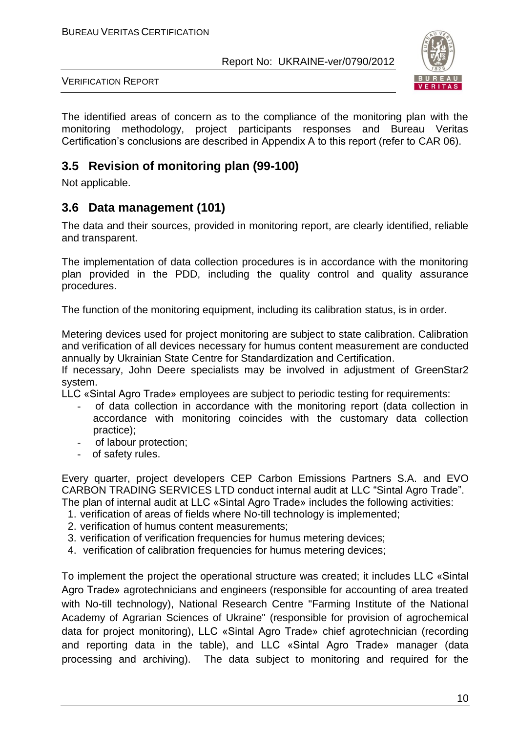The identified areas of concern as to the compliance of the monitoring plan with the monitoring methodology, project participants responses and Bureau Veritas Certification's conclusions are described in Appendix A to this report (refer to CAR 06).

## 3.5 Revision of monitoring plan (99-100)

Not applicable.

## 3.6 Data management (101)

The data and their sources, provided in monitoring report, are clearly identified, reliable and transparent.

The implementation of data collection procedures is in accordance with the monitoring plan provided in the PDD, including the quality control and quality assurance procedures.

The function of the monitoring equipment, including its calibration status, is in order.

Metering devices used for project monitoring are subject to state calibration. Calibration and verification of all devices necessary for humus content measurement are conducted annually by Ukrainian State Centre for Standardization and Certification.
If necessary, John Deere specialists may be involved in adjustment of GreenStar2 system.
LLC «Sintal Agro Trade» employees are subject to periodic testing for requirements:

- of data collection in accordance with the monitoring report (data collection in accordance with monitoring coincides with the customary data collection practice);
- of labour protection;
- of safety rules.

Every quarter, project developers CEP Carbon Emissions Partners S.A. and EVO CARBON TRADING SERVICES LTD conduct internal audit at LLC "Sintal Agro Trade". The plan of internal audit at LLC «Sintal Agro Trade» includes the following activities:

1. verification of areas of fields where No-till technology is implemented;
2. verification of humus content measurements;
3. verification of verification frequencies for humus metering devices;
4. verification of calibration frequencies for humus metering devices;

To implement the project the operational structure was created; it includes LLC «Sintal Agro Trade» agrotechnicians and engineers (responsible for accounting of area treated with No-till technology), National Research Centre "Farming Institute of the National Academy of Agrarian Sciences of Ukraine" (responsible for provision of agrochemical data for project monitoring), LLC «Sintal Agro Trade» chief agrotechnician (recording and reporting data in the table), and LLC «Sintal Agro Trade» manager (data processing and archiving). The data subject to monitoring and required for the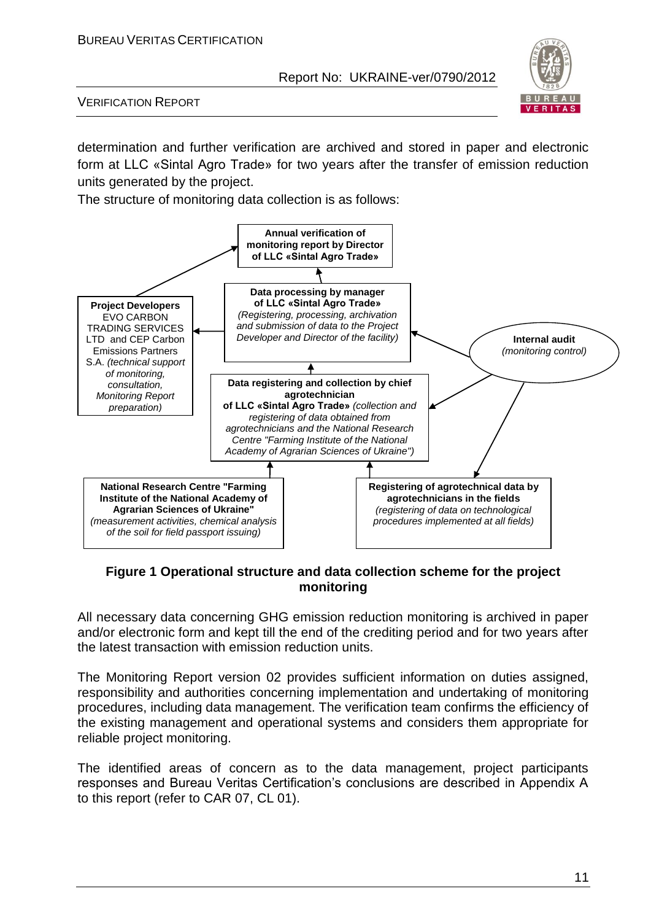determination and further verification are archived and stored in paper and electronic form at LLC «Sintal Agro Trade» for two years after the transfer of emission reduction units generated by the project.

The structure of monitoring data collection is as follows:

**Annual verification of monitoring report by Director of LLC «Sintal Agro Trade»**

**Data processing by manager of LLC «Sintal Agro Trade»** *(Registering, processing, archivation and submission of data to the Project Developer and Director of the facility)*

**Project Developers** EVO CARBON TRADING SERVICES LTD and CEP Carbon Emissions Partners S.A. *(technical support of monitoring, consultation, Monitoring Report preparation)*

**Internal audit** *(monitoring control)*

**Data registering and collection by chief agrotechnician of LLC «Sintal Agro Trade»** *(collection and registering of data obtained from agrotechnicians and the National Research Centre "Farming Institute of the National Academy of Agrarian Sciences of Ukraine")*

**National Research Centre "Farming Institute of the National Academy of Agrarian Sciences of Ukraine"** *(measurement activities, chemical analysis of the soil for field passport issuing)*

**Registering of agrotechnical data by agrotechnicians in the fields** *(registering of data on technological procedures implemented at all fields)*

**Figure 1 Operational structure and data collection scheme for the project monitoring**

All necessary data concerning GHG emission reduction monitoring is archived in paper and/or electronic form and kept till the end of the crediting period and for two years after the latest transaction with emission reduction units.

The Monitoring Report version 02 provides sufficient information on duties assigned, responsibility and authorities concerning implementation and undertaking of monitoring procedures, including data management. The verification team confirms the efficiency of the existing management and operational systems and considers them appropriate for reliable project monitoring.

The identified areas of concern as to the data management, project participants responses and Bureau Veritas Certification's conclusions are described in Appendix A to this report (refer to CAR 07, CL 01).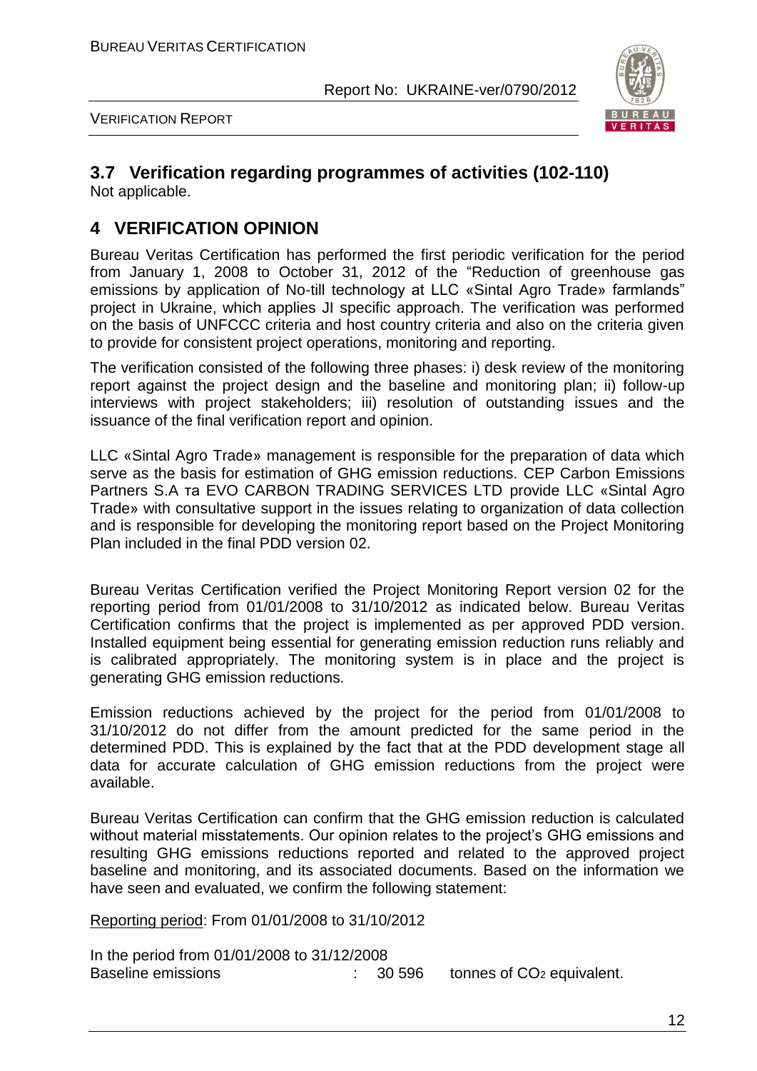## 3.7 Verification regarding programmes of activities (102-110)

Not applicable.

# 4 VERIFICATION OPINION

Bureau Veritas Certification has performed the first periodic verification for the period from January 1, 2008 to October 31, 2012 of the "Reduction of greenhouse gas emissions by application of No-till technology at LLC «Sintal Agro Trade» farmlands" project in Ukraine, which applies JI specific approach. The verification was performed on the basis of UNFCCC criteria and host country criteria and also on the criteria given to provide for consistent project operations, monitoring and reporting.

The verification consisted of the following three phases: i) desk review of the monitoring report against the project design and the baseline and monitoring plan; ii) follow-up interviews with project stakeholders; iii) resolution of outstanding issues and the issuance of the final verification report and opinion.

LLC «Sintal Agro Trade» management is responsible for the preparation of data which serve as the basis for estimation of GHG emission reductions. CEP Carbon Emissions Partners S.A та EVO CARBON TRADING SERVICES LTD provide LLC «Sintal Agro Trade» with consultative support in the issues relating to organization of data collection and is responsible for developing the monitoring report based on the Project Monitoring Plan included in the final PDD version 02.

Bureau Veritas Certification verified the Project Monitoring Report version 02 for the reporting period from 01/01/2008 to 31/10/2012 as indicated below. Bureau Veritas Certification confirms that the project is implemented as per approved PDD version. Installed equipment being essential for generating emission reduction runs reliably and is calibrated appropriately. The monitoring system is in place and the project is generating GHG emission reductions.

Emission reductions achieved by the project for the period from 01/01/2008 to 31/10/2012 do not differ from the amount predicted for the same period in the determined PDD. This is explained by the fact that at the PDD development stage all data for accurate calculation of GHG emission reductions from the project were available.

Bureau Veritas Certification can confirm that the GHG emission reduction is calculated without material misstatements. Our opinion relates to the project's GHG emissions and resulting GHG emissions reductions reported and related to the approved project baseline and monitoring, and its associated documents. Based on the information we have seen and evaluated, we confirm the following statement:

Reporting period: From 01/01/2008 to 31/10/2012

In the period from 01/01/2008 to 31/12/2008

Baseline emissions : 30 596 tonnes of $CO_2$ equivalent.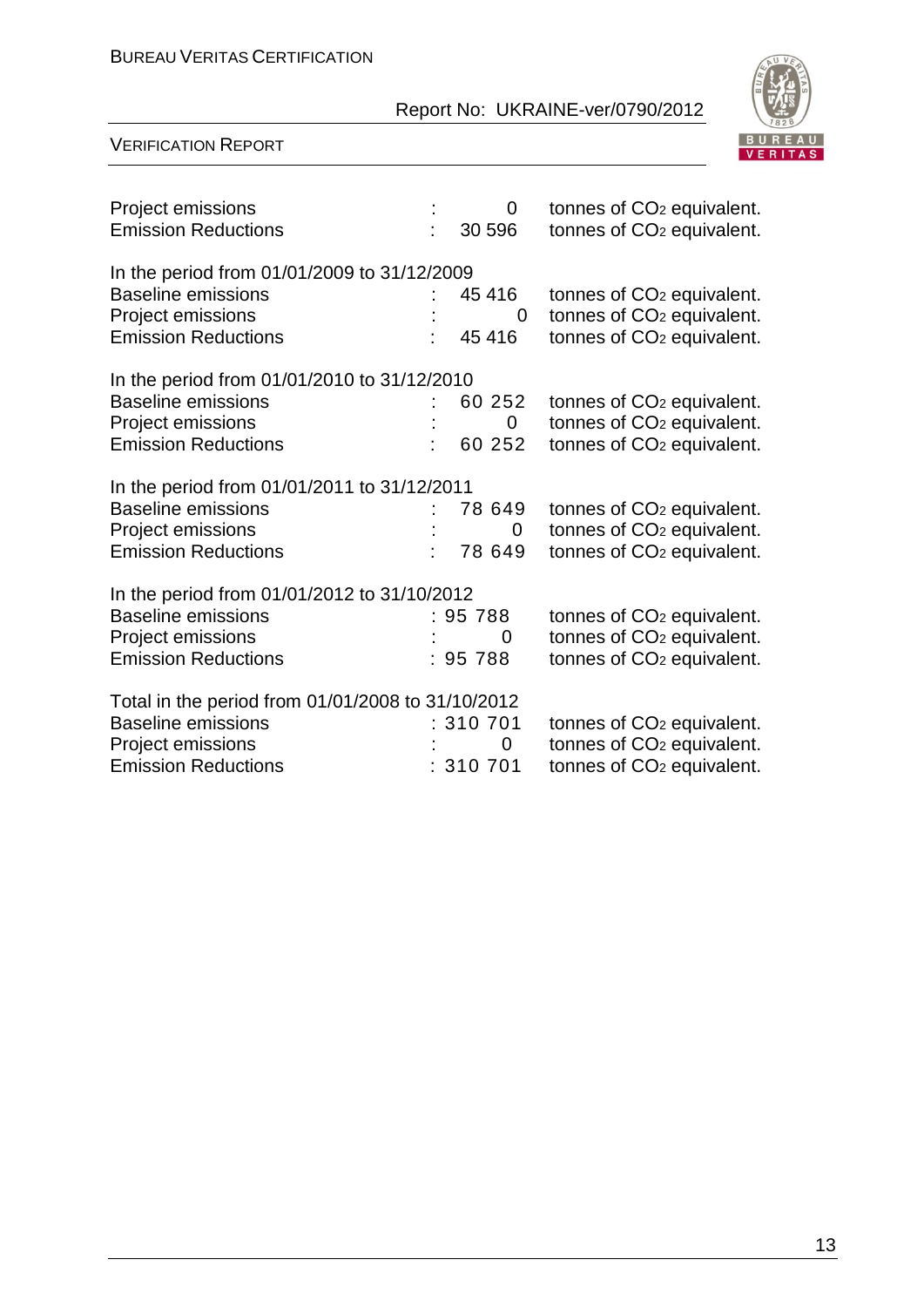Project emissions : 0 tonnes of $CO_2$ equivalent.
Emission Reductions : 30 596 tonnes of $CO_2$ equivalent.

In the period from 01/01/2009 to 31/12/2009
Baseline emissions : 45 416 tonnes of $CO_2$ equivalent.
Project emissions : 0 tonnes of $CO_2$ equivalent.
Emission Reductions : 45 416 tonnes of $CO_2$ equivalent.

In the period from 01/01/2010 to 31/12/2010
Baseline emissions : 60 252 tonnes of $CO_2$ equivalent.
Project emissions : 0 tonnes of $CO_2$ equivalent.
Emission Reductions : 60 252 tonnes of $CO_2$ equivalent.

In the period from 01/01/2011 to 31/12/2011
Baseline emissions : 78 649 tonnes of $CO_2$ equivalent.
Project emissions : 0 tonnes of $CO_2$ equivalent.
Emission Reductions : 78 649 tonnes of $CO_2$ equivalent.

In the period from 01/01/2012 to 31/10/2012
Baseline emissions : 95 788 tonnes of $CO_2$ equivalent.
Project emissions : 0 tonnes of $CO_2$ equivalent.
Emission Reductions : 95 788 tonnes of $CO_2$ equivalent.

Total in the period from 01/01/2008 to 31/10/2012
Baseline emissions : 310 701 tonnes of $CO_2$ equivalent.
Project emissions : 0 tonnes of $CO_2$ equivalent.
Emission Reductions : 310 701 tonnes of $CO_2$ equivalent.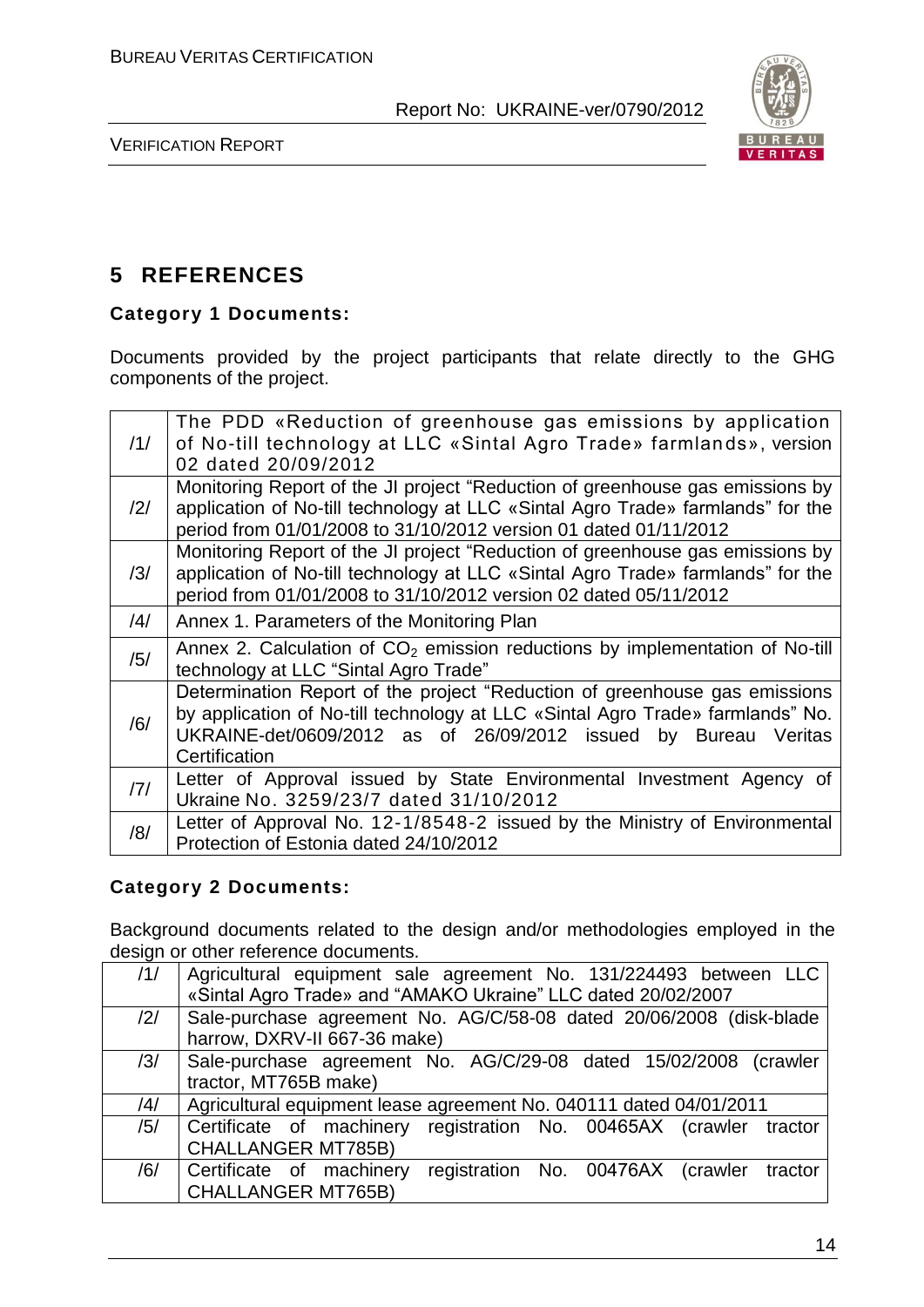# 5 REFERENCES

**Category 1 Documents:**

Documents provided by the project participants that relate directly to the GHG components of the project.

| | |
|---|---|
| /1/ | The PDD «Reduction of greenhouse gas emissions by application of No-till technology at LLC «Sintal Agro Trade» farmlands», version 02 dated 20/09/2012 |
| /2/ | Monitoring Report of the JI project "Reduction of greenhouse gas emissions by application of No-till technology at LLC «Sintal Agro Trade» farmlands" for the period from 01/01/2008 to 31/10/2012 version 01 dated 01/11/2012 |
| /3/ | Monitoring Report of the JI project "Reduction of greenhouse gas emissions by application of No-till technology at LLC «Sintal Agro Trade» farmlands" for the period from 01/01/2008 to 31/10/2012 version 02 dated 05/11/2012 |
| /4/ | Annex 1. Parameters of the Monitoring Plan |
| /5/ | Annex 2. Calculation of $CO_2$ emission reductions by implementation of No-till technology at LLC "Sintal Agro Trade" |
| /6/ | Determination Report of the project "Reduction of greenhouse gas emissions by application of No-till technology at LLC «Sintal Agro Trade» farmlands" No. UKRAINE-det/0609/2012 as of 26/09/2012 issued by Bureau Veritas Certification |
| /7/ | Letter of Approval issued by State Environmental Investment Agency of Ukraine No. 3259/23/7 dated 31/10/2012 |
| /8/ | Letter of Approval No. 12-1/8548-2 issued by the Ministry of Environmental Protection of Estonia dated 24/10/2012 |

**Category 2 Documents:**

Background documents related to the design and/or methodologies employed in the design or other reference documents.

| | |
|---|---|
| /1/ | Agricultural equipment sale agreement No. 131/224493 between LLC «Sintal Agro Trade» and "AMAKO Ukraine" LLC dated 20/02/2007 |
| /2/ | Sale-purchase agreement No. AG/C/58-08 dated 20/06/2008 (disk-blade harrow, DXRV-II 667-36 make) |
| /3/ | Sale-purchase agreement No. AG/C/29-08 dated 15/02/2008 (crawler tractor, MT765B make) |
| /4/ | Agricultural equipment lease agreement No. 040111 dated 04/01/2011 |
| /5/ | Certificate of machinery registration No. 00465AX (crawler tractor CHALLANGER MT785B) |
| /6/ | Certificate of machinery registration No. 00476AX (crawler tractor CHALLANGER MT765B) |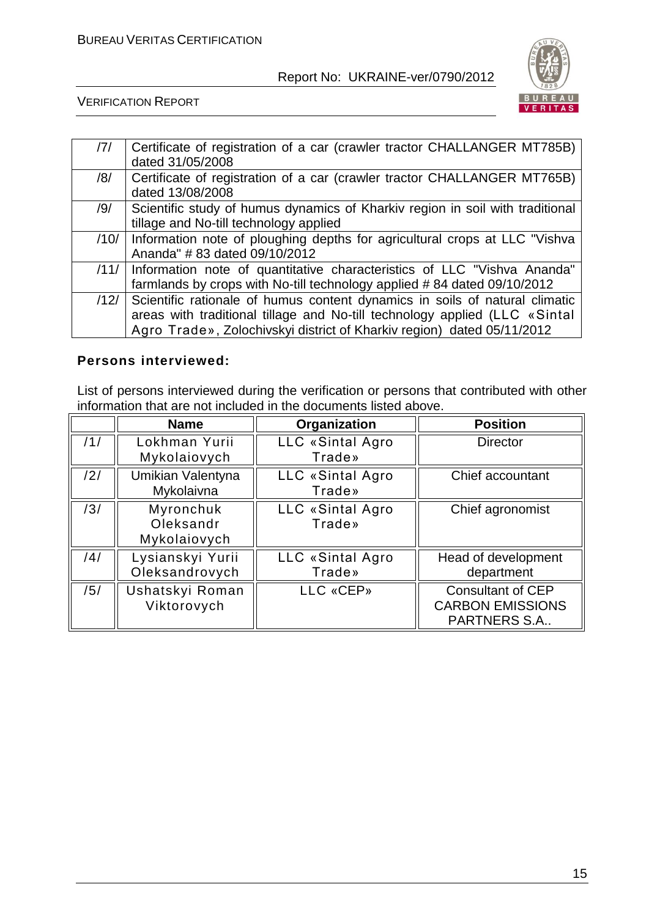| | |
|---|---|
| /7/ | Certificate of registration of a car (crawler tractor CHALLANGER MT785B) dated 31/05/2008 |
| /8/ | Certificate of registration of a car (crawler tractor CHALLANGER MT765B) dated 13/08/2008 |
| /9/ | Scientific study of humus dynamics of Kharkiv region in soil with traditional tillage and No-till technology applied |
| /10/ | Information note of ploughing depths for agricultural crops at LLC "Vishva Ananda" # 83 dated 09/10/2012 |
| /11/ | Information note of quantitative characteristics of LLC "Vishva Ananda" farmlands by crops with No-till technology applied # 84 dated 09/10/2012 |
| /12/ | Scientific rationale of humus content dynamics in soils of natural climatic areas with traditional tillage and No-till technology applied (LLC «Sintal Agro Trade», Zolochivskyi district of Kharkiv region) dated 05/11/2012 |

**Persons interviewed:**

List of persons interviewed during the verification or persons that contributed with other information that are not included in the documents listed above.

| | Name | Organization | Position |
|---|---|---|---|
| /1/ | Lokhman Yurii Mykolaiovych | LLC «Sintal Agro Trade» | Director |
| /2/ | Umikian Valentyna Mykolaivna | LLC «Sintal Agro Trade» | Chief accountant |
| /3/ | Myronchuk Oleksandr Mykolaiovych | LLC «Sintal Agro Trade» | Chief agronomist |
| /4/ | Lysianskyi Yurii Oleksandrovych | LLC «Sintal Agro Trade» | Head of development department |
| /5/ | Ushatskyi Roman Viktorovych | LLC «CEP» | Consultant of CEP CARBON EMISSIONS PARTNERS S.A.. |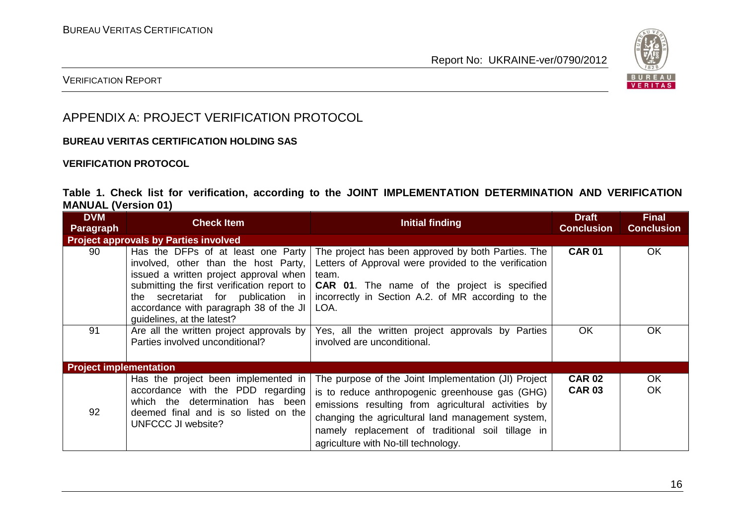# APPENDIX A: PROJECT VERIFICATION PROTOCOL

**BUREAU VERITAS CERTIFICATION HOLDING SAS**

**VERIFICATION PROTOCOL**

**Table 1. Check list for verification, according to the JOINT IMPLEMENTATION DETERMINATION AND VERIFICATION MANUAL (Version 01)**

| DVM Paragraph | Check Item | Initial finding | Draft Conclusion | Final Conclusion |
|---|---|---|---|---|
| **Project approvals by Parties involved** | | | | |
| 90 | Has the DFPs of at least one Party involved, other than the host Party, issued a written project approval when submitting the first verification report to the secretariat for publication in accordance with paragraph 38 of the JI guidelines, at the latest? | The project has been approved by both Parties. The Letters of Approval were provided to the verification team.<br>**CAR 01**. The name of the project is specified incorrectly in Section A.2. of MR according to the LOA. | **CAR 01** | OK |
| 91 | Are all the written project approvals by Parties involved unconditional? | Yes, all the written project approvals by Parties involved are unconditional. | OK | OK |
| **Project implementation** | | | | |
| 92 | Has the project been implemented in accordance with the PDD regarding which the determination has been deemed final and is so listed on the UNFCCC JI website? | The purpose of the Joint Implementation (JI) Project is to reduce anthropogenic greenhouse gas (GHG) emissions resulting from agricultural activities by changing the agricultural land management system, namely replacement of traditional soil tillage in agriculture with No-till technology. | **CAR 02**<br>**CAR 03** | OK<br>OK |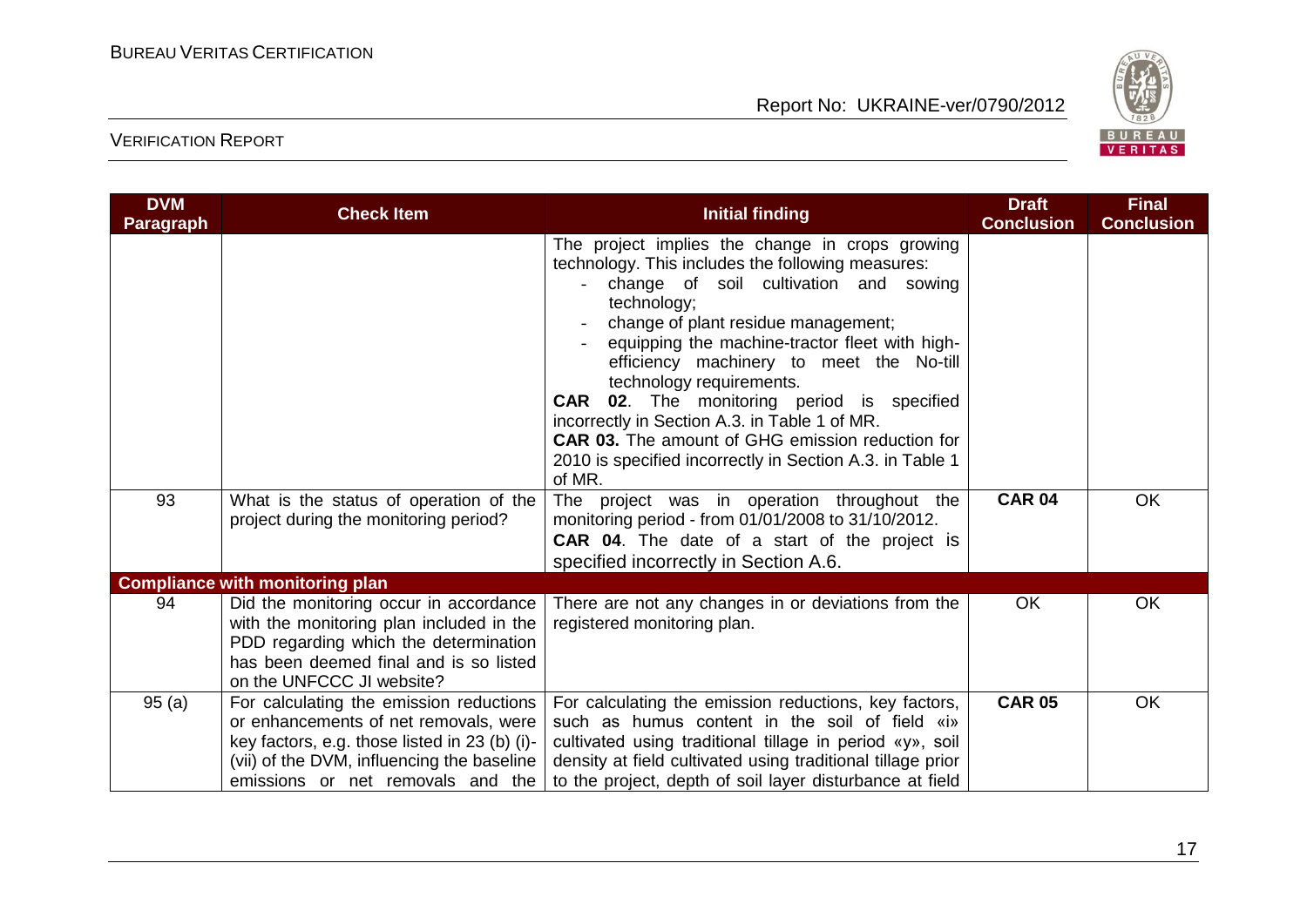| DVM Paragraph | Check Item | Initial finding | Draft Conclusion | Final Conclusion |
|---|---|---|---|---|
| | | The project implies the change in crops growing technology. This includes the following measures:<br>- change of soil cultivation and sowing technology;<br>- change of plant residue management;<br>- equipping the machine-tractor fleet with high-efficiency machinery to meet the No-till technology requirements.<br>**CAR 02**. The monitoring period is specified incorrectly in Section A.3. in Table 1 of MR.<br>**CAR 03.** The amount of GHG emission reduction for 2010 is specified incorrectly in Section A.3. in Table 1 of MR. | | |
| 93 | What is the status of operation of the project during the monitoring period? | The project was in operation throughout the monitoring period - from 01/01/2008 to 31/10/2012.<br>**CAR 04**. The date of a start of the project is specified incorrectly in Section A.6. | **CAR 04** | OK |
| **Compliance with monitoring plan** | | | | |
| 94 | Did the monitoring occur in accordance with the monitoring plan included in the PDD regarding which the determination has been deemed final and is so listed on the UNFCCC JI website? | There are not any changes in or deviations from the registered monitoring plan. | OK | OK |
| 95 (a) | For calculating the emission reductions or enhancements of net removals, were key factors, e.g. those listed in 23 (b) (i)-(vii) of the DVM, influencing the baseline emissions or net removals and the | For calculating the emission reductions, key factors, such as humus content in the soil of field «i» cultivated using traditional tillage in period «y», soil density at field cultivated using traditional tillage prior to the project, depth of soil layer disturbance at field | **CAR 05** | OK |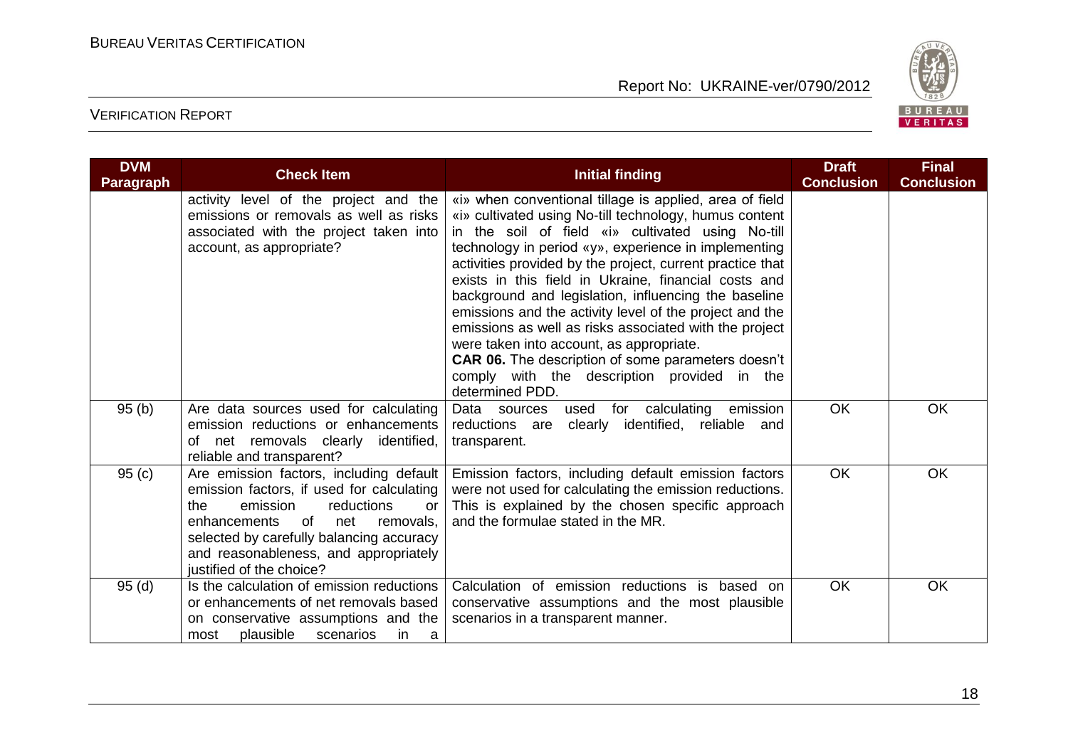| DVM Paragraph | Check Item | Initial finding | Draft Conclusion | Final Conclusion |
|---|---|---|---|---|
| | activity level of the project and the emissions or removals as well as risks associated with the project taken into account, as appropriate? | «i» when conventional tillage is applied, area of field «i» cultivated using No-till technology, humus content in the soil of field «i» cultivated using No-till technology in period «y», experience in implementing activities provided by the project, current practice that exists in this field in Ukraine, financial costs and background and legislation, influencing the baseline emissions and the activity level of the project and the emissions as well as risks associated with the project were taken into account, as appropriate.<br>**CAR 06.** The description of some parameters doesn't comply with the description provided in the determined PDD. | | |
| 95 (b) | Are data sources used for calculating emission reductions or enhancements of net removals clearly identified, reliable and transparent? | Data sources used for calculating emission reductions are clearly identified, reliable and transparent. | OK | OK |
| 95 (c) | Are emission factors, including default emission factors, if used for calculating the emission reductions or enhancements of net removals, selected by carefully balancing accuracy and reasonableness, and appropriately justified of the choice? | Emission factors, including default emission factors were not used for calculating the emission reductions. This is explained by the chosen specific approach and the formulae stated in the MR. | OK | OK |
| 95 (d) | Is the calculation of emission reductions or enhancements of net removals based on conservative assumptions and the most plausible scenarios in a | Calculation of emission reductions is based on conservative assumptions and the most plausible scenarios in a transparent manner. | OK | OK |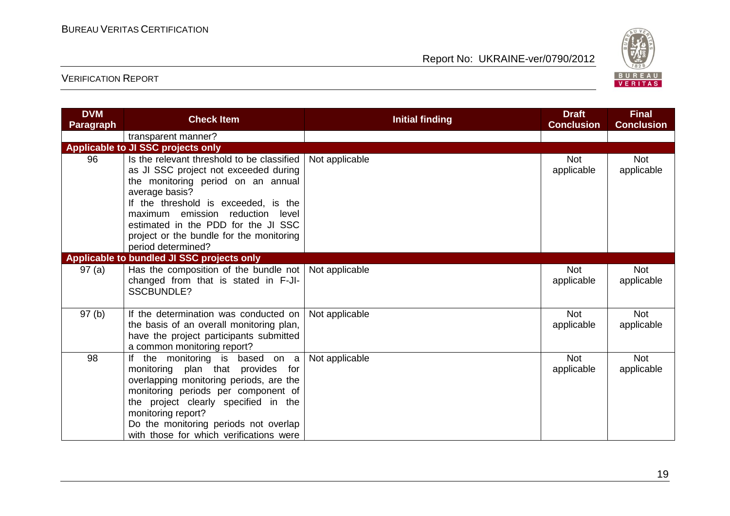| DVM Paragraph | Check Item | Initial finding | Draft Conclusion | Final Conclusion |
|---|---|---|---|---|
| | transparent manner? | | | |
| **Applicable to JI SSC projects only** | | | | |
| 96 | Is the relevant threshold to be classified as JI SSC project not exceeded during the monitoring period on an annual average basis?<br>If the threshold is exceeded, is the maximum emission reduction level estimated in the PDD for the JI SSC project or the bundle for the monitoring period determined? | Not applicable | Not applicable | Not applicable |
| **Applicable to bundled JI SSC projects only** | | | | |
| 97 (a) | Has the composition of the bundle not changed from that is stated in F-JI-SSCBUNDLE? | Not applicable | Not applicable | Not applicable |
| 97 (b) | If the determination was conducted on the basis of an overall monitoring plan, have the project participants submitted a common monitoring report? | Not applicable | Not applicable | Not applicable |
| 98 | If the monitoring is based on a monitoring plan that provides for overlapping monitoring periods, are the monitoring periods per component of the project clearly specified in the monitoring report?<br>Do the monitoring periods not overlap with those for which verifications were | Not applicable | Not applicable | Not applicable |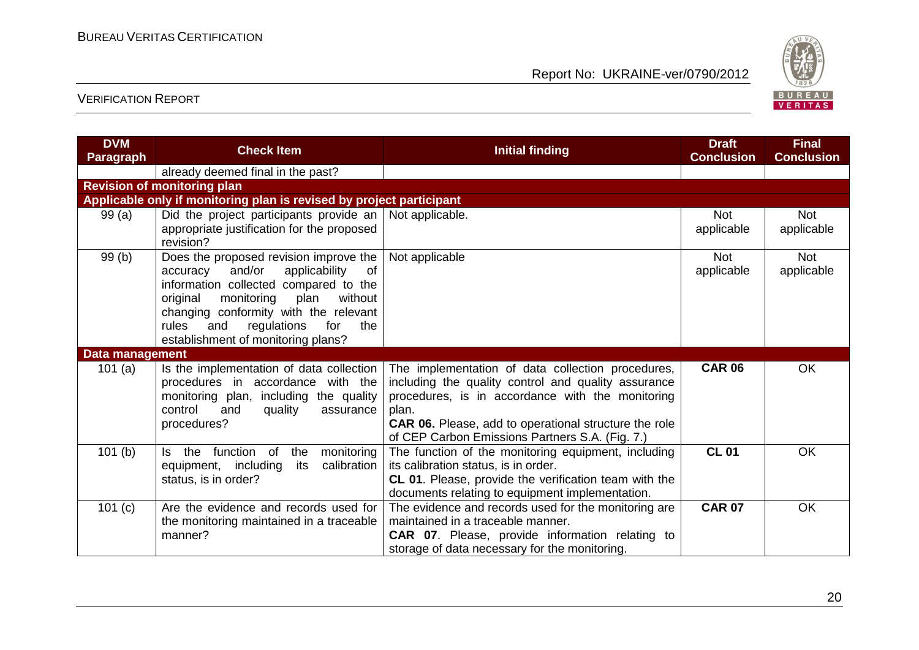| DVM Paragraph | Check Item | Initial finding | Draft Conclusion | Final Conclusion |
|---|---|---|---|---|
| | already deemed final in the past? | | | |
| **Revision of monitoring plan** | | | | |
| **Applicable only if monitoring plan is revised by project participant** | | | | |
| 99 (a) | Did the project participants provide an appropriate justification for the proposed revision? | Not applicable. | Not applicable | Not applicable |
| 99 (b) | Does the proposed revision improve the accuracy and/or applicability of information collected compared to the original monitoring plan without changing conformity with the relevant rules and regulations for the establishment of monitoring plans? | Not applicable | Not applicable | Not applicable |
| **Data management** | | | | |
| 101 (a) | Is the implementation of data collection procedures in accordance with the monitoring plan, including the quality control and quality assurance procedures? | The implementation of data collection procedures, including the quality control and quality assurance procedures, is in accordance with the monitoring plan.<br>**CAR 06.** Please, add to operational structure the role of CEP Carbon Emissions Partners S.A. (Fig. 7.) | **CAR 06** | OK |
| 101 (b) | Is the function of the monitoring equipment, including its calibration status, is in order? | The function of the monitoring equipment, including its calibration status, is in order.<br>**CL 01**. Please, provide the verification team with the documents relating to equipment implementation. | **CL 01** | OK |
| 101 (c) | Are the evidence and records used for the monitoring maintained in a traceable manner? | The evidence and records used for the monitoring are maintained in a traceable manner.<br>**CAR 07**. Please, provide information relating to storage of data necessary for the monitoring. | **CAR 07** | OK |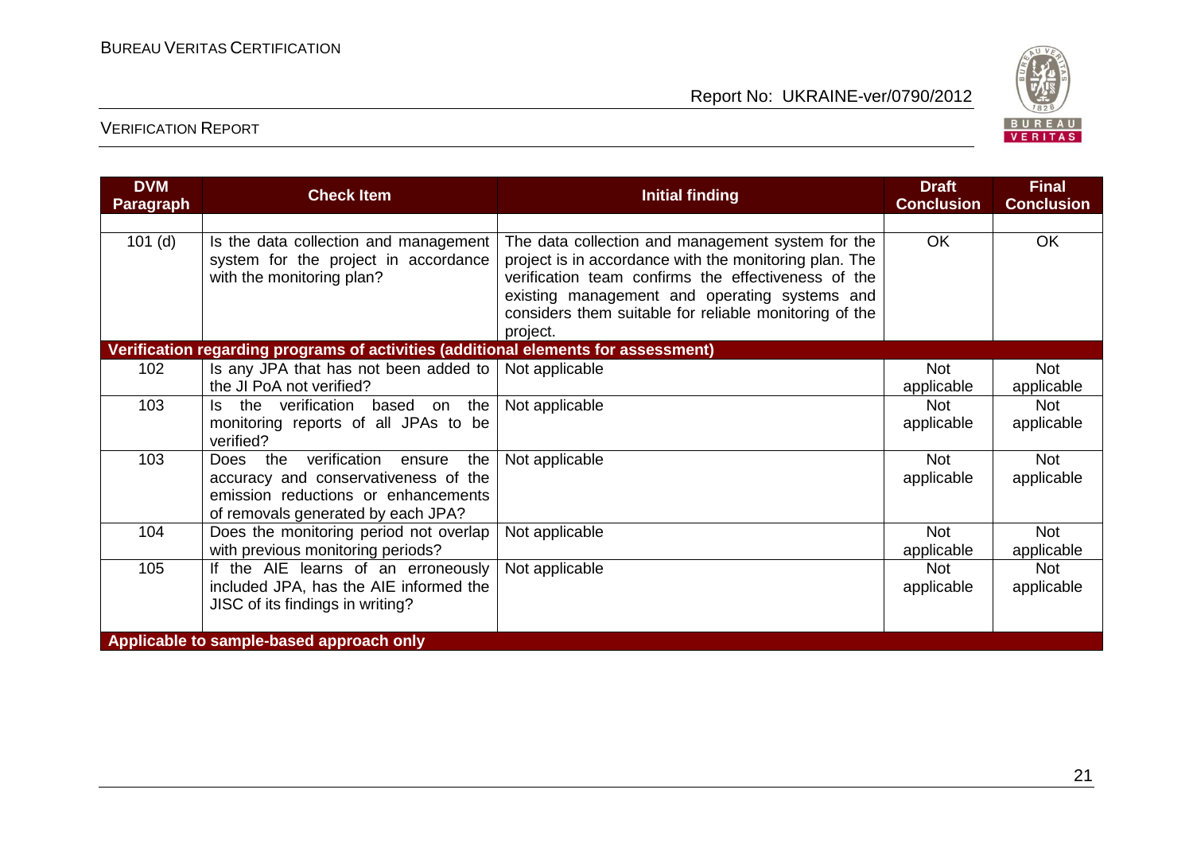| DVM Paragraph | Check Item | Initial finding | Draft Conclusion | Final Conclusion |
|---|---|---|---|---|
| | | | | |
| 101 (d) | Is the data collection and management system for the project in accordance with the monitoring plan? | The data collection and management system for the project is in accordance with the monitoring plan. The verification team confirms the effectiveness of the existing management and operating systems and considers them suitable for reliable monitoring of the project. | OK | OK |
| **Verification regarding programs of activities (additional elements for assessment)** | | | | |
| 102 | Is any JPA that has not been added to the JI PoA not verified? | Not applicable | Not applicable | Not applicable |
| 103 | Is the verification based on the monitoring reports of all JPAs to be verified? | Not applicable | Not applicable | Not applicable |
| 103 | Does the verification ensure the accuracy and conservativeness of the emission reductions or enhancements of removals generated by each JPA? | Not applicable | Not applicable | Not applicable |
| 104 | Does the monitoring period not overlap with previous monitoring periods? | Not applicable | Not applicable | Not applicable |
| 105 | If the AIE learns of an erroneously included JPA, has the AIE informed the JISC of its findings in writing? | Not applicable | Not applicable | Not applicable |
| **Applicable to sample-based approach only** | | | | |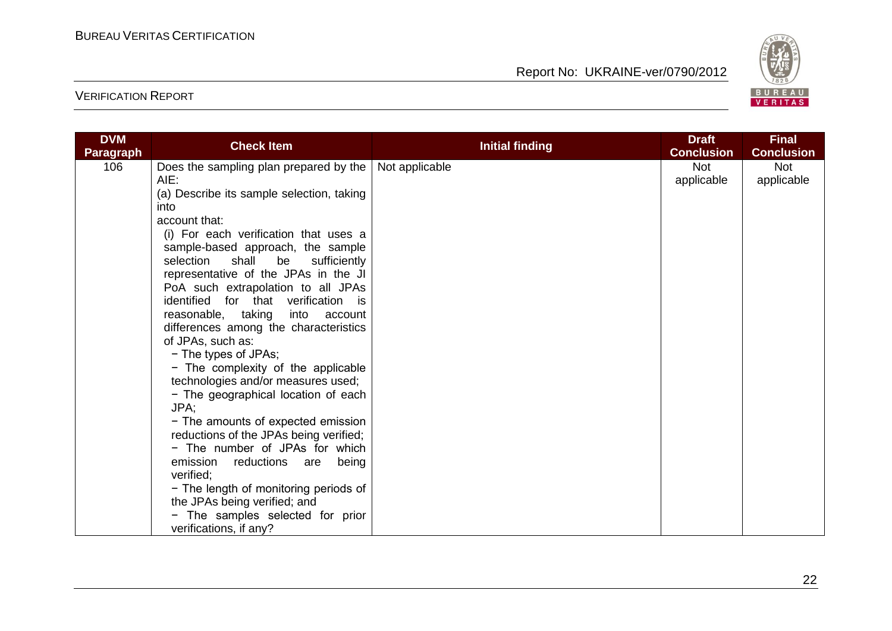| DVM Paragraph | Check Item | Initial finding | Draft Conclusion | Final Conclusion |
|---|---|---|---|---|
| 106 | Does the sampling plan prepared by the AIE:<br>(a) Describe its sample selection, taking into account that:<br>(i) For each verification that uses a sample-based approach, the sample selection shall be sufficiently representative of the JPAs in the JI PoA such extrapolation to all JPAs identified for that verification is reasonable, taking into account differences among the characteristics of JPAs, such as:<br>− The types of JPAs;<br>− The complexity of the applicable technologies and/or measures used;<br>− The geographical location of each JPA;<br>− The amounts of expected emission reductions of the JPAs being verified;<br>− The number of JPAs for which emission reductions are being verified;<br>− The length of monitoring periods of the JPAs being verified; and<br>− The samples selected for prior verifications, if any? | Not applicable | Not applicable | Not applicable |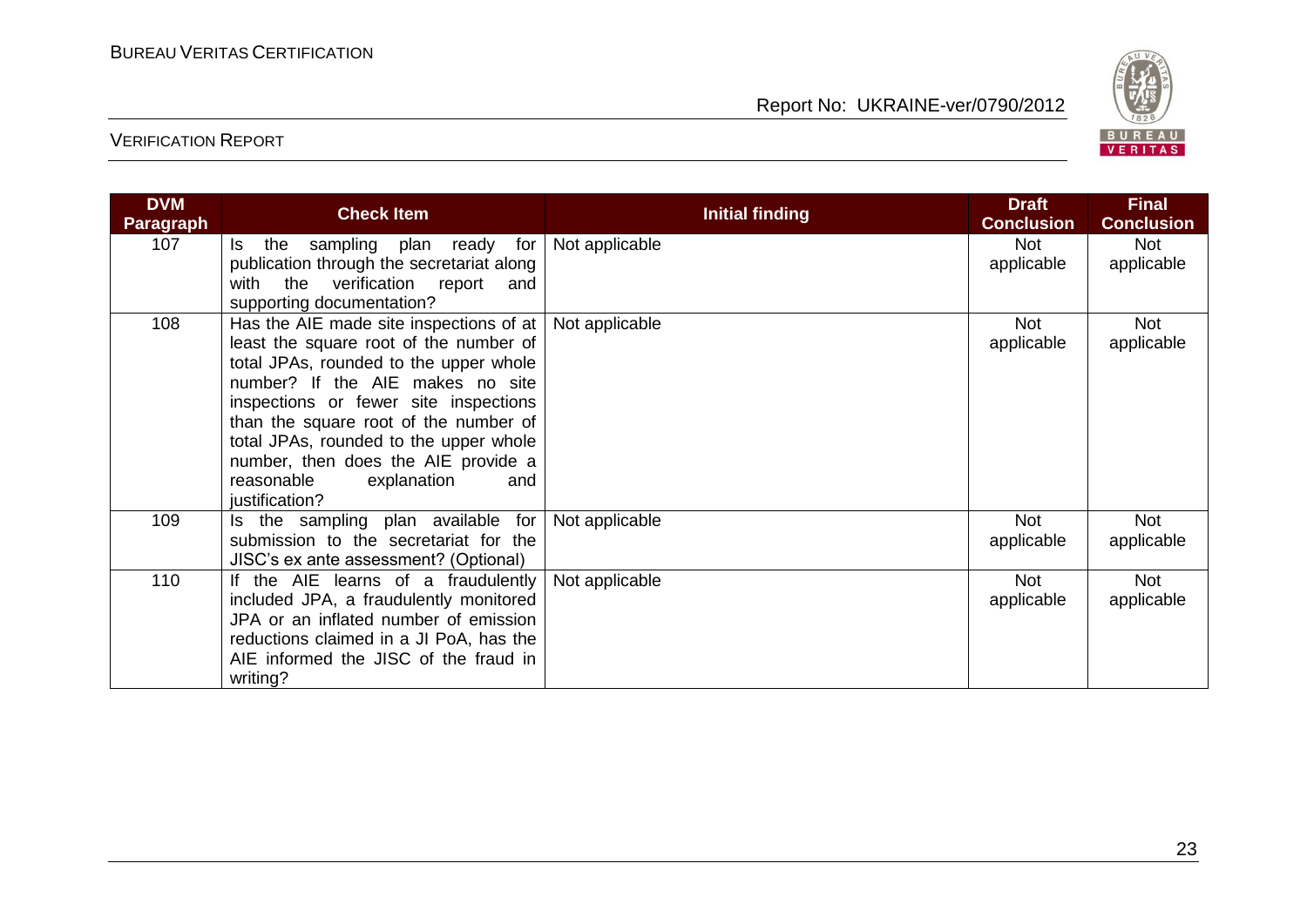| DVM Paragraph | Check Item | Initial finding | Draft Conclusion | Final Conclusion |
|---|---|---|---|---|
| 107 | Is the sampling plan ready for publication through the secretariat along with the verification report and supporting documentation? | Not applicable | Not applicable | Not applicable |
| 108 | Has the AIE made site inspections of at least the square root of the number of total JPAs, rounded to the upper whole number? If the AIE makes no site inspections or fewer site inspections than the square root of the number of total JPAs, rounded to the upper whole number, then does the AIE provide a reasonable explanation and justification? | Not applicable | Not applicable | Not applicable |
| 109 | Is the sampling plan available for submission to the secretariat for the JISC's ex ante assessment? (Optional) | Not applicable | Not applicable | Not applicable |
| 110 | If the AIE learns of a fraudulently included JPA, a fraudulently monitored JPA or an inflated number of emission reductions claimed in a JI PoA, has the AIE informed the JISC of the fraud in writing? | Not applicable | Not applicable | Not applicable |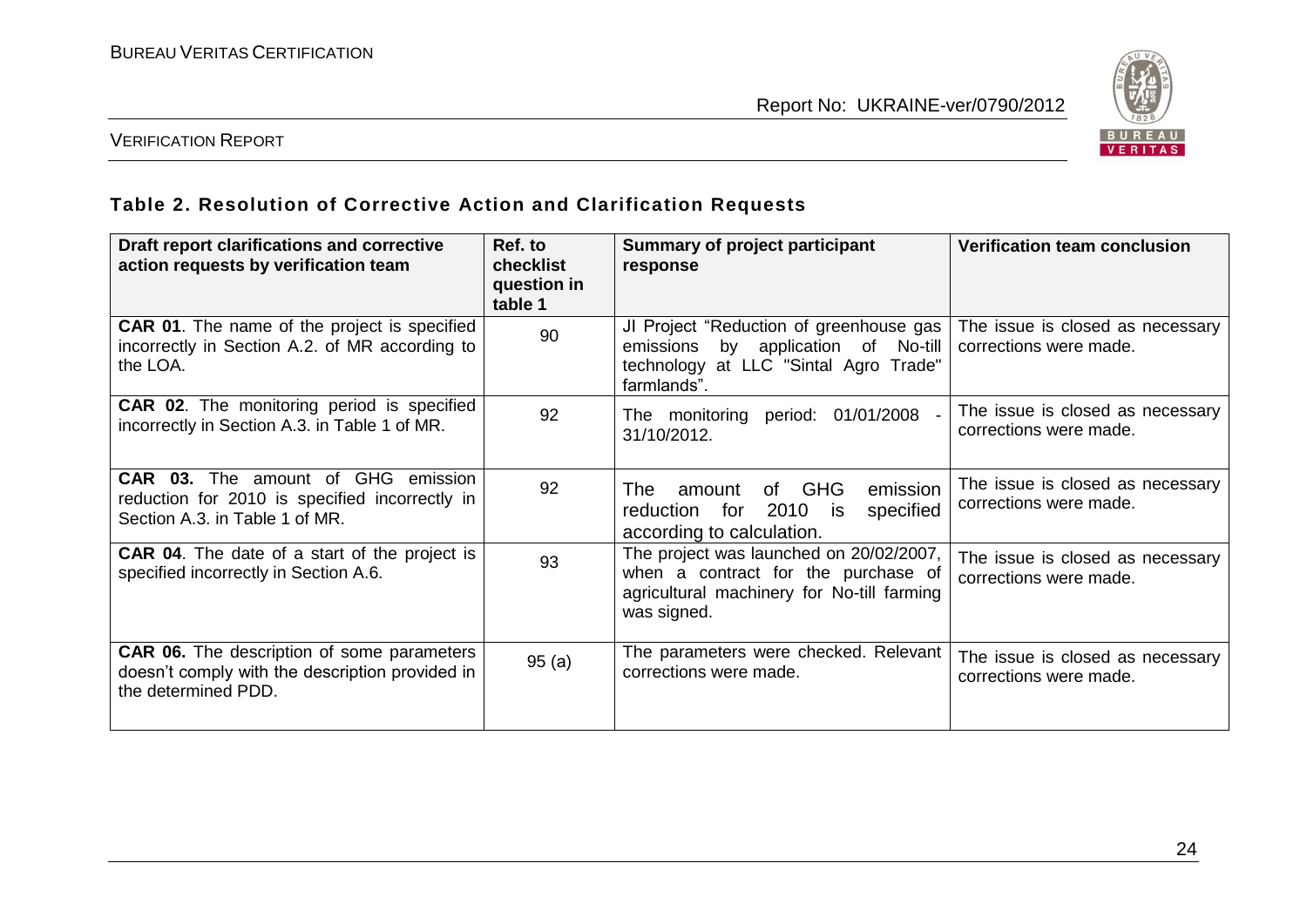### Table 2. Resolution of Corrective Action and Clarification Requests

| Draft report clarifications and corrective action requests by verification team | Ref. to checklist question in table 1 | Summary of project participant response | Verification team conclusion |
|---|---|---|---|
| **CAR 01**. The name of the project is specified incorrectly in Section A.2. of MR according to the LOA. | 90 | JI Project "Reduction of greenhouse gas emissions by application of No-till technology at LLC "Sintal Agro Trade" farmlands". | The issue is closed as necessary corrections were made. |
| **CAR 02**. The monitoring period is specified incorrectly in Section A.3. in Table 1 of MR. | 92 | The monitoring period: 01/01/2008 - 31/10/2012. | The issue is closed as necessary corrections were made. |
| **CAR 03.** The amount of GHG emission reduction for 2010 is specified incorrectly in Section A.3. in Table 1 of MR. | 92 | The amount of GHG emission reduction for 2010 is specified according to calculation. | The issue is closed as necessary corrections were made. |
| **CAR 04**. The date of a start of the project is specified incorrectly in Section A.6. | 93 | The project was launched on 20/02/2007, when a contract for the purchase of agricultural machinery for No-till farming was signed. | The issue is closed as necessary corrections were made. |
| **CAR 06.** The description of some parameters doesn't comply with the description provided in the determined PDD. | 95 (a) | The parameters were checked. Relevant corrections were made. | The issue is closed as necessary corrections were made. |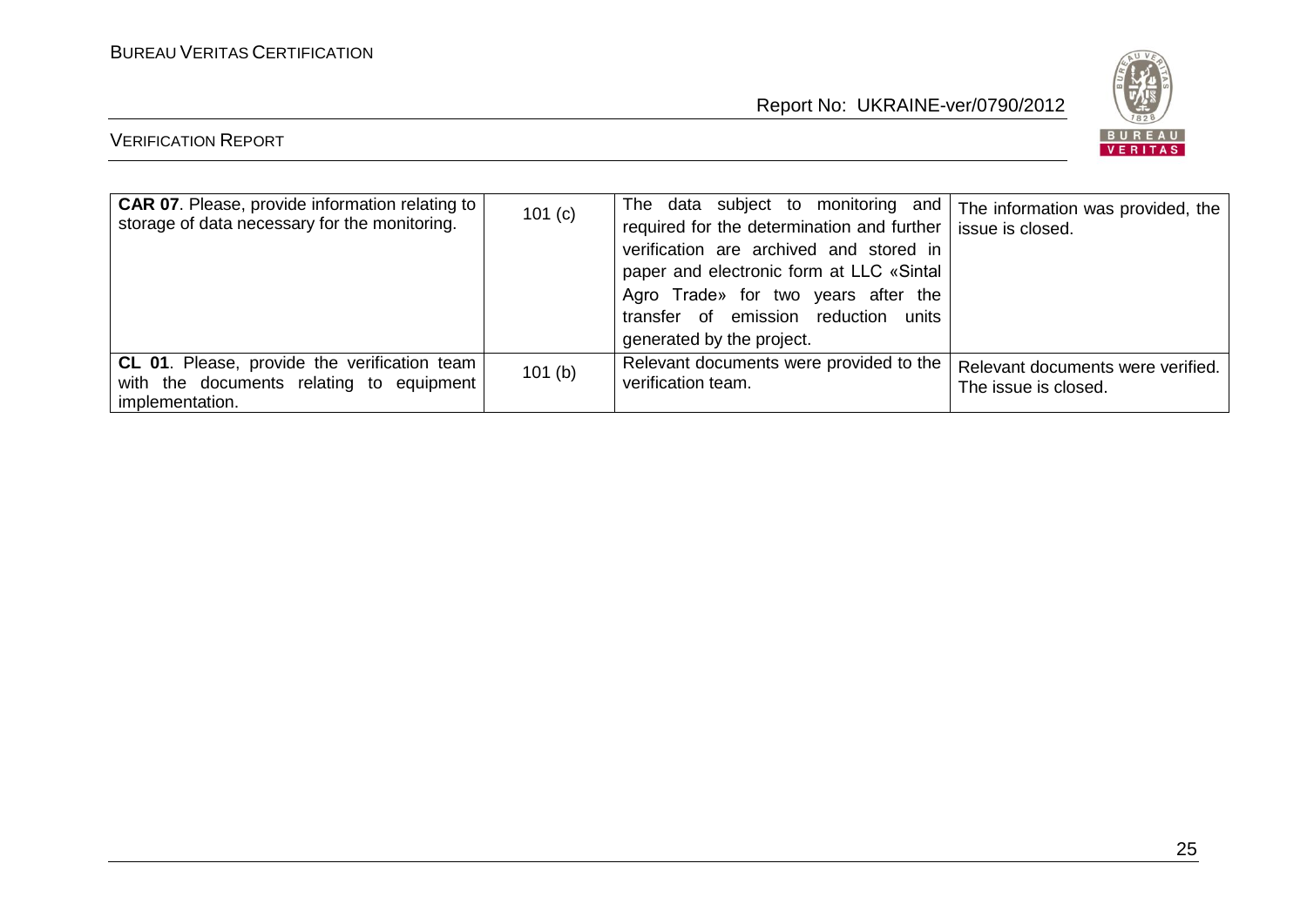| | | | |
|---|---|---|---|
| **CAR 07**. Please, provide information relating to storage of data necessary for the monitoring. | 101 (c) | The data subject to monitoring and required for the determination and further verification are archived and stored in paper and electronic form at LLC «Sintal Agro Trade» for two years after the transfer of emission reduction units generated by the project. | The information was provided, the issue is closed. |
| **CL 01**. Please, provide the verification team with the documents relating to equipment implementation. | 101 (b) | Relevant documents were provided to the verification team. | Relevant documents were verified. The issue is closed. |